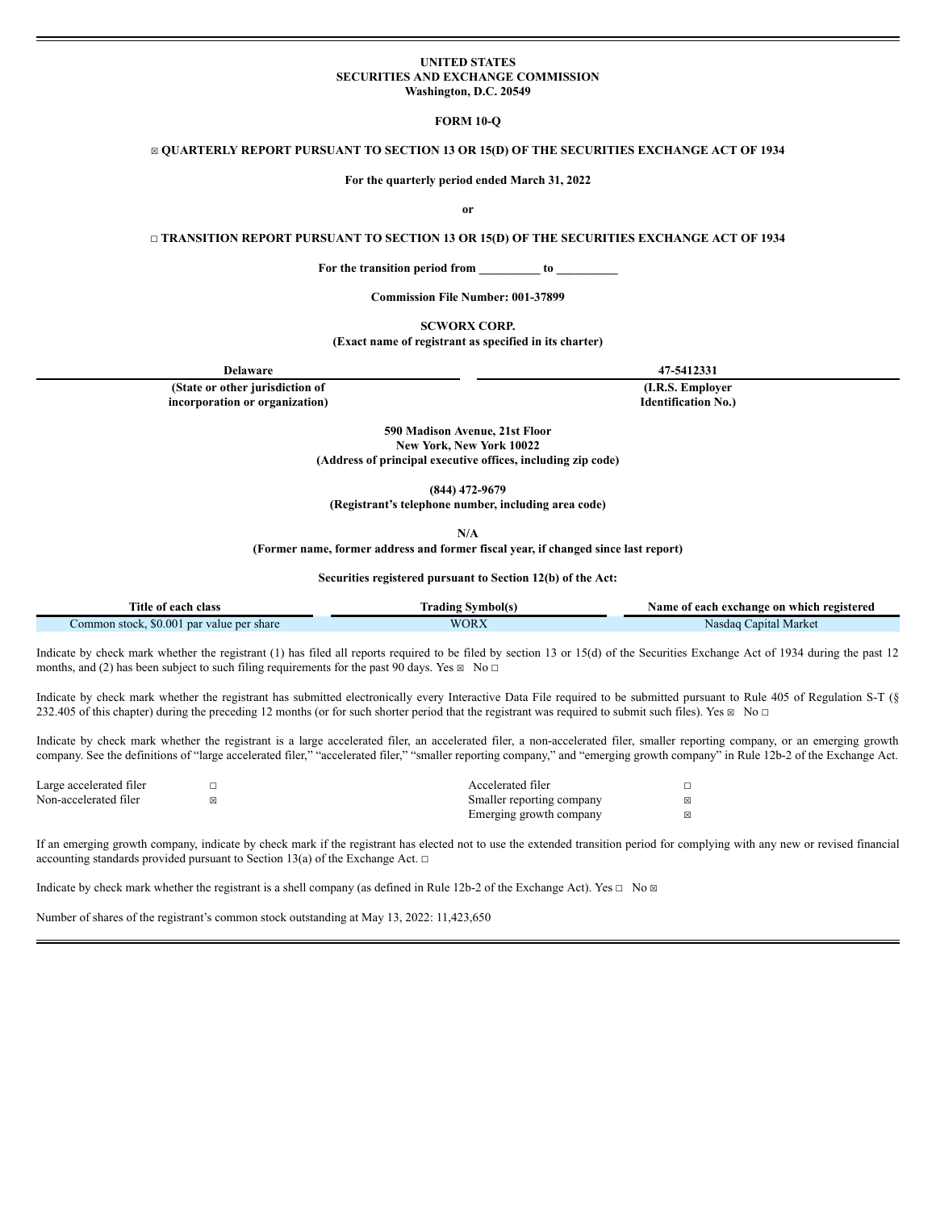**UNITED STATES**
**SECURITIES AND EXCHANGE COMMISSION**
**Washington, D.C. 20549**

**FORM 10-Q**

☒ **QUARTERLY REPORT PURSUANT TO SECTION 13 OR 15(D) OF THE SECURITIES EXCHANGE ACT OF 1934**

**For the quarterly period ended March 31, 2022**

**or**

☐ **TRANSITION REPORT PURSUANT TO SECTION 13 OR 15(D) OF THE SECURITIES EXCHANGE ACT OF 1934**

**For the transition period from __________ to __________**

**Commission File Number: 001-37899**

**SCWORX CORP.**
**(Exact name of registrant as specified in its charter)**

| **Delaware** | **47-5412331** |
|---|---|
| **(State or other jurisdiction of incorporation or organization)** | **(I.R.S. Employer Identification No.)** |

**590 Madison Avenue, 21st Floor**
**New York, New York 10022**
**(Address of principal executive offices, including zip code)**

**(844) 472-9679**
**(Registrant's telephone number, including area code)**

**N/A**
**(Former name, former address and former fiscal year, if changed since last report)**

**Securities registered pursuant to Section 12(b) of the Act:**

| Title of each class | Trading Symbol(s) | Name of each exchange on which registered |
|---|---|---|
| Common stock, $0.001 par value per share | WORX | Nasdaq Capital Market |

Indicate by check mark whether the registrant (1) has filed all reports required to be filed by section 13 or 15(d) of the Securities Exchange Act of 1934 during the past 12 months, and (2) has been subject to such filing requirements for the past 90 days. Yes ☒ No ☐

Indicate by check mark whether the registrant has submitted electronically every Interactive Data File required to be submitted pursuant to Rule 405 of Regulation S-T (§ 232.405 of this chapter) during the preceding 12 months (or for such shorter period that the registrant was required to submit such files). Yes ☒ No ☐

Indicate by check mark whether the registrant is a large accelerated filer, an accelerated filer, a non-accelerated filer, smaller reporting company, or an emerging growth company. See the definitions of "large accelerated filer," "accelerated filer," "smaller reporting company," and "emerging growth company" in Rule 12b-2 of the Exchange Act.

| | | | |
|---|---|---|---|
| Large accelerated filer | ☐ | Accelerated filer | ☐ |
| Non-accelerated filer | ☒ | Smaller reporting company | ☒ |
| | | Emerging growth company | ☒ |

If an emerging growth company, indicate by check mark if the registrant has elected not to use the extended transition period for complying with any new or revised financial accounting standards provided pursuant to Section 13(a) of the Exchange Act. ☐

Indicate by check mark whether the registrant is a shell company (as defined in Rule 12b-2 of the Exchange Act). Yes ☐ No ☒

Number of shares of the registrant's common stock outstanding at May 13, 2022: 11,423,650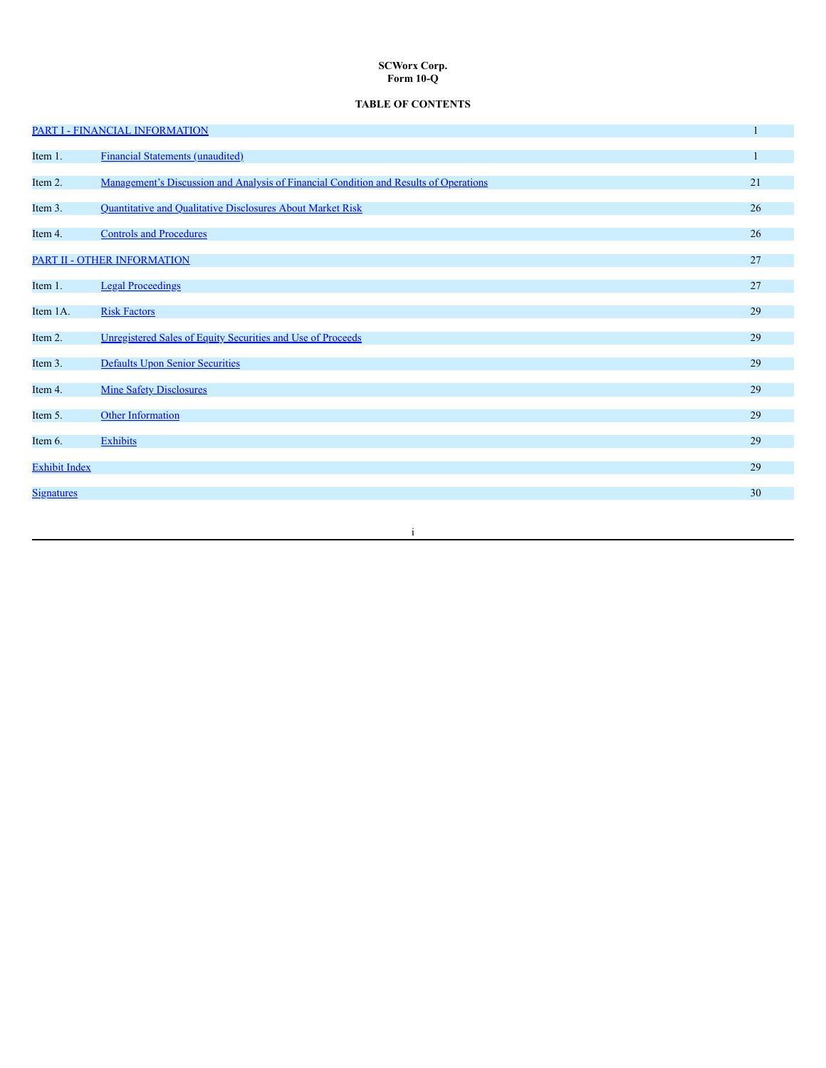**SCWorx Corp.**
**Form 10-Q**

**TABLE OF CONTENTS**

| | | |
|---|---|---|
| PART I - FINANCIAL INFORMATION | | 1 |
| Item 1. | Financial Statements (unaudited) | 1 |
| Item 2. | Management's Discussion and Analysis of Financial Condition and Results of Operations | 21 |
| Item 3. | Quantitative and Qualitative Disclosures About Market Risk | 26 |
| Item 4. | Controls and Procedures | 26 |
| PART II - OTHER INFORMATION | | 27 |
| Item 1. | Legal Proceedings | 27 |
| Item 1A. | Risk Factors | 29 |
| Item 2. | Unregistered Sales of Equity Securities and Use of Proceeds | 29 |
| Item 3. | Defaults Upon Senior Securities | 29 |
| Item 4. | Mine Safety Disclosures | 29 |
| Item 5. | Other Information | 29 |
| Item 6. | Exhibits | 29 |
| Exhibit Index | | 29 |
| Signatures | | 30 |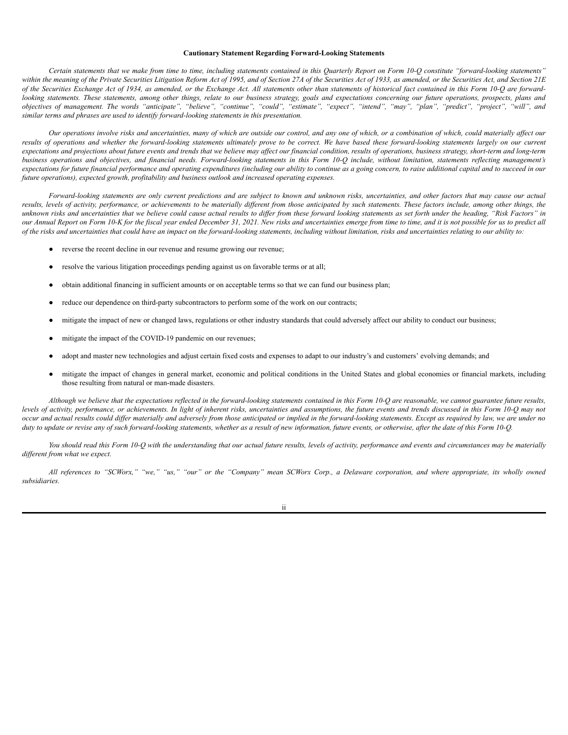**Cautionary Statement Regarding Forward-Looking Statements**

*Certain statements that we make from time to time, including statements contained in this Quarterly Report on Form 10-Q constitute "forward-looking statements" within the meaning of the Private Securities Litigation Reform Act of 1995, and of Section 27A of the Securities Act of 1933, as amended, or the Securities Act, and Section 21E of the Securities Exchange Act of 1934, as amended, or the Exchange Act. All statements other than statements of historical fact contained in this Form 10-Q are forward-looking statements. These statements, among other things, relate to our business strategy, goals and expectations concerning our future operations, prospects, plans and objectives of management. The words "anticipate", "believe", "continue", "could", "estimate", "expect", "intend", "may", "plan", "predict", "project", "will", and similar terms and phrases are used to identify forward-looking statements in this presentation.*

*Our operations involve risks and uncertainties, many of which are outside our control, and any one of which, or a combination of which, could materially affect our results of operations and whether the forward-looking statements ultimately prove to be correct. We have based these forward-looking statements largely on our current expectations and projections about future events and trends that we believe may affect our financial condition, results of operations, business strategy, short-term and long-term business operations and objectives, and financial needs. Forward-looking statements in this Form 10-Q include, without limitation, statements reflecting management's expectations for future financial performance and operating expenditures (including our ability to continue as a going concern, to raise additional capital and to succeed in our future operations), expected growth, profitability and business outlook and increased operating expenses.*

*Forward-looking statements are only current predictions and are subject to known and unknown risks, uncertainties, and other factors that may cause our actual results, levels of activity, performance, or achievements to be materially different from those anticipated by such statements. These factors include, among other things, the unknown risks and uncertainties that we believe could cause actual results to differ from these forward looking statements as set forth under the heading, "Risk Factors" in our Annual Report on Form 10-K for the fiscal year ended December 31, 2021. New risks and uncertainties emerge from time to time, and it is not possible for us to predict all of the risks and uncertainties that could have an impact on the forward-looking statements, including without limitation, risks and uncertainties relating to our ability to:*

- reverse the recent decline in our revenue and resume growing our revenue;
- resolve the various litigation proceedings pending against us on favorable terms or at all;
- obtain additional financing in sufficient amounts or on acceptable terms so that we can fund our business plan;
- reduce our dependence on third-party subcontractors to perform some of the work on our contracts;
- mitigate the impact of new or changed laws, regulations or other industry standards that could adversely affect our ability to conduct our business;
- mitigate the impact of the COVID-19 pandemic on our revenues;
- adopt and master new technologies and adjust certain fixed costs and expenses to adapt to our industry's and customers' evolving demands; and
- mitigate the impact of changes in general market, economic and political conditions in the United States and global economies or financial markets, including those resulting from natural or man-made disasters.

*Although we believe that the expectations reflected in the forward-looking statements contained in this Form 10-Q are reasonable, we cannot guarantee future results, levels of activity, performance, or achievements. In light of inherent risks, uncertainties and assumptions, the future events and trends discussed in this Form 10-Q may not occur and actual results could differ materially and adversely from those anticipated or implied in the forward-looking statements. Except as required by law, we are under no duty to update or revise any of such forward-looking statements, whether as a result of new information, future events, or otherwise, after the date of this Form 10-Q.*

*You should read this Form 10-Q with the understanding that our actual future results, levels of activity, performance and events and circumstances may be materially different from what we expect.*

*All references to "SCWorx," "we," "us," "our" or the "Company" mean SCWorx Corp., a Delaware corporation, and where appropriate, its wholly owned subsidiaries.*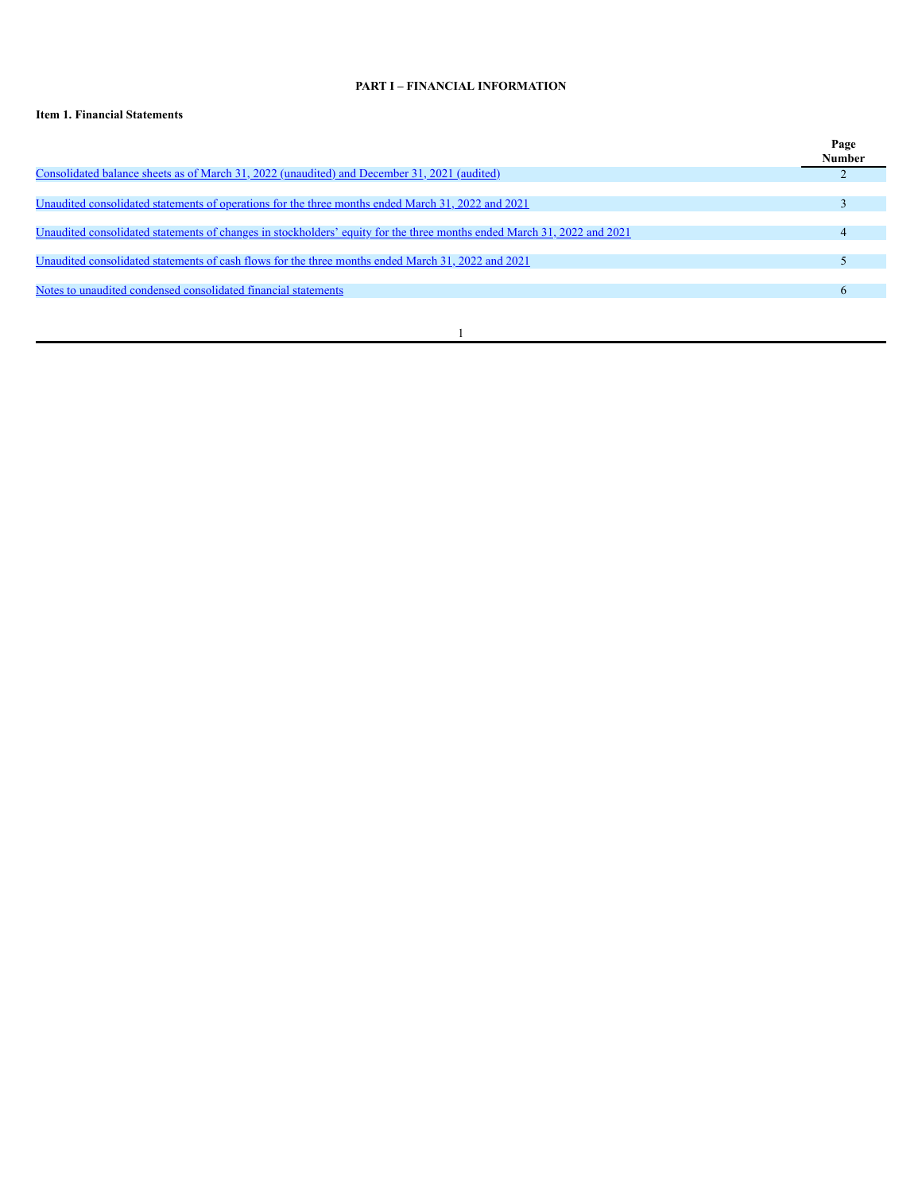## PART I – FINANCIAL INFORMATION

**Item 1. Financial Statements**

| | Page Number |
|---|---|
| Consolidated balance sheets as of March 31, 2022 (unaudited) and December 31, 2021 (audited) | 2 |
| Unaudited consolidated statements of operations for the three months ended March 31, 2022 and 2021 | 3 |
| Unaudited consolidated statements of changes in stockholders' equity for the three months ended March 31, 2022 and 2021 | 4 |
| Unaudited consolidated statements of cash flows for the three months ended March 31, 2022 and 2021 | 5 |
| Notes to unaudited condensed consolidated financial statements | 6 |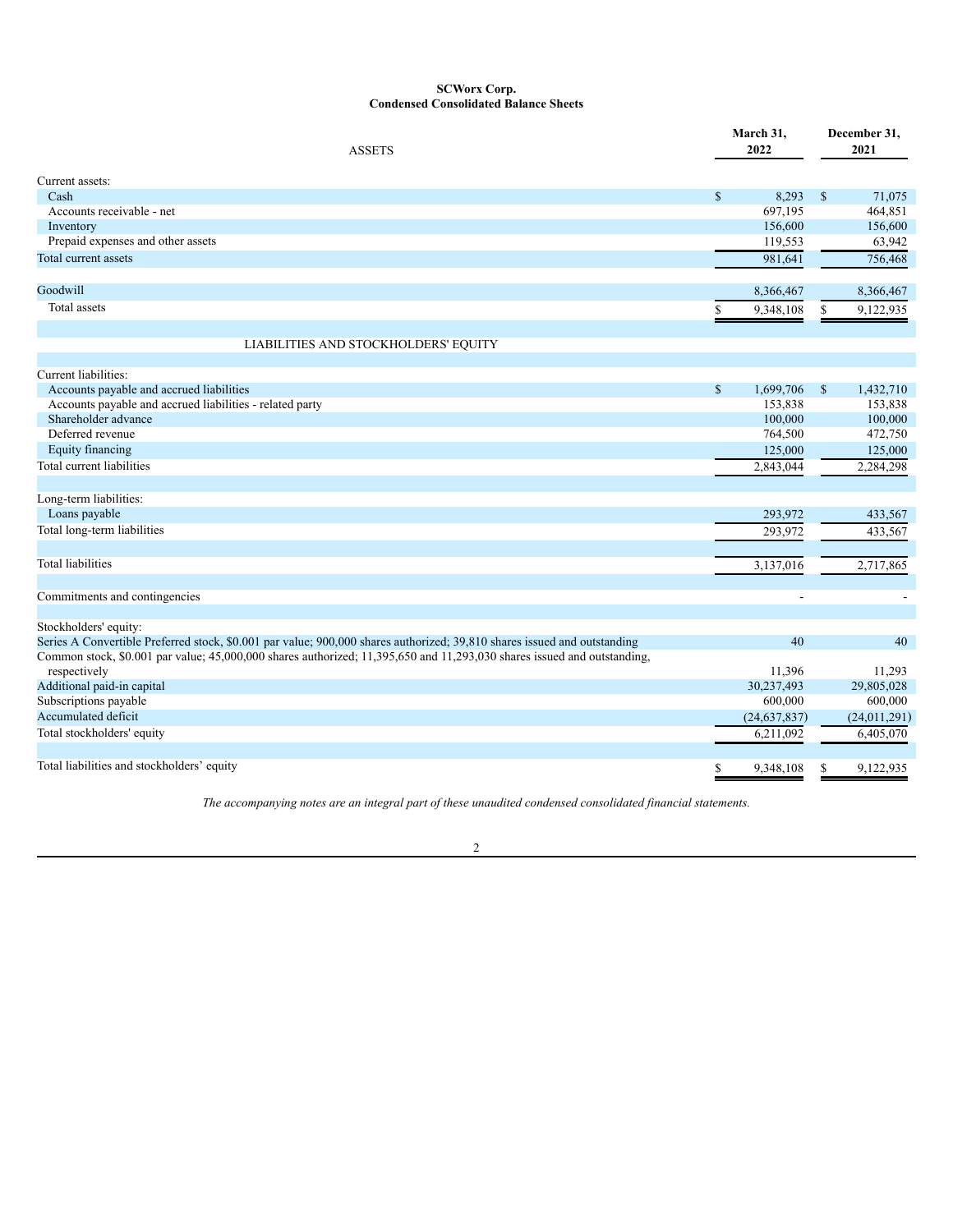**SCWorx Corp.**
**Condensed Consolidated Balance Sheets**

| ASSETS | March 31, 2022 | December 31, 2021 |
|---|---|---|
| Current assets: | | |
| Cash | $ 8,293 | $ 71,075 |
| Accounts receivable - net | 697,195 | 464,851 |
| Inventory | 156,600 | 156,600 |
| Prepaid expenses and other assets | 119,553 | 63,942 |
| Total current assets | 981,641 | 756,468 |
| | | |
| Goodwill | 8,366,467 | 8,366,467 |
| Total assets | $ 9,348,108 | $ 9,122,935 |
| | | |
| LIABILITIES AND STOCKHOLDERS' EQUITY | | |
| | | |
| Current liabilities: | | |
| Accounts payable and accrued liabilities | $ 1,699,706 | $ 1,432,710 |
| Accounts payable and accrued liabilities - related party | 153,838 | 153,838 |
| Shareholder advance | 100,000 | 100,000 |
| Deferred revenue | 764,500 | 472,750 |
| Equity financing | 125,000 | 125,000 |
| Total current liabilities | 2,843,044 | 2,284,298 |
| | | |
| Long-term liabilities: | | |
| Loans payable | 293,972 | 433,567 |
| Total long-term liabilities | 293,972 | 433,567 |
| | | |
| Total liabilities | 3,137,016 | 2,717,865 |
| | | |
| Commitments and contingencies | - | - |
| | | |
| Stockholders' equity: | | |
| Series A Convertible Preferred stock, $0.001 par value; 900,000 shares authorized; 39,810 shares issued and outstanding | 40 | 40 |
| Common stock, $0.001 par value; 45,000,000 shares authorized; 11,395,650 and 11,293,030 shares issued and outstanding, respectively | 11,396 | 11,293 |
| Additional paid-in capital | 30,237,493 | 29,805,028 |
| Subscriptions payable | 600,000 | 600,000 |
| Accumulated deficit | (24,637,837) | (24,011,291) |
| Total stockholders' equity | 6,211,092 | 6,405,070 |
| | | |
| Total liabilities and stockholders' equity | $ 9,348,108 | $ 9,122,935 |

*The accompanying notes are an integral part of these unaudited condensed consolidated financial statements.*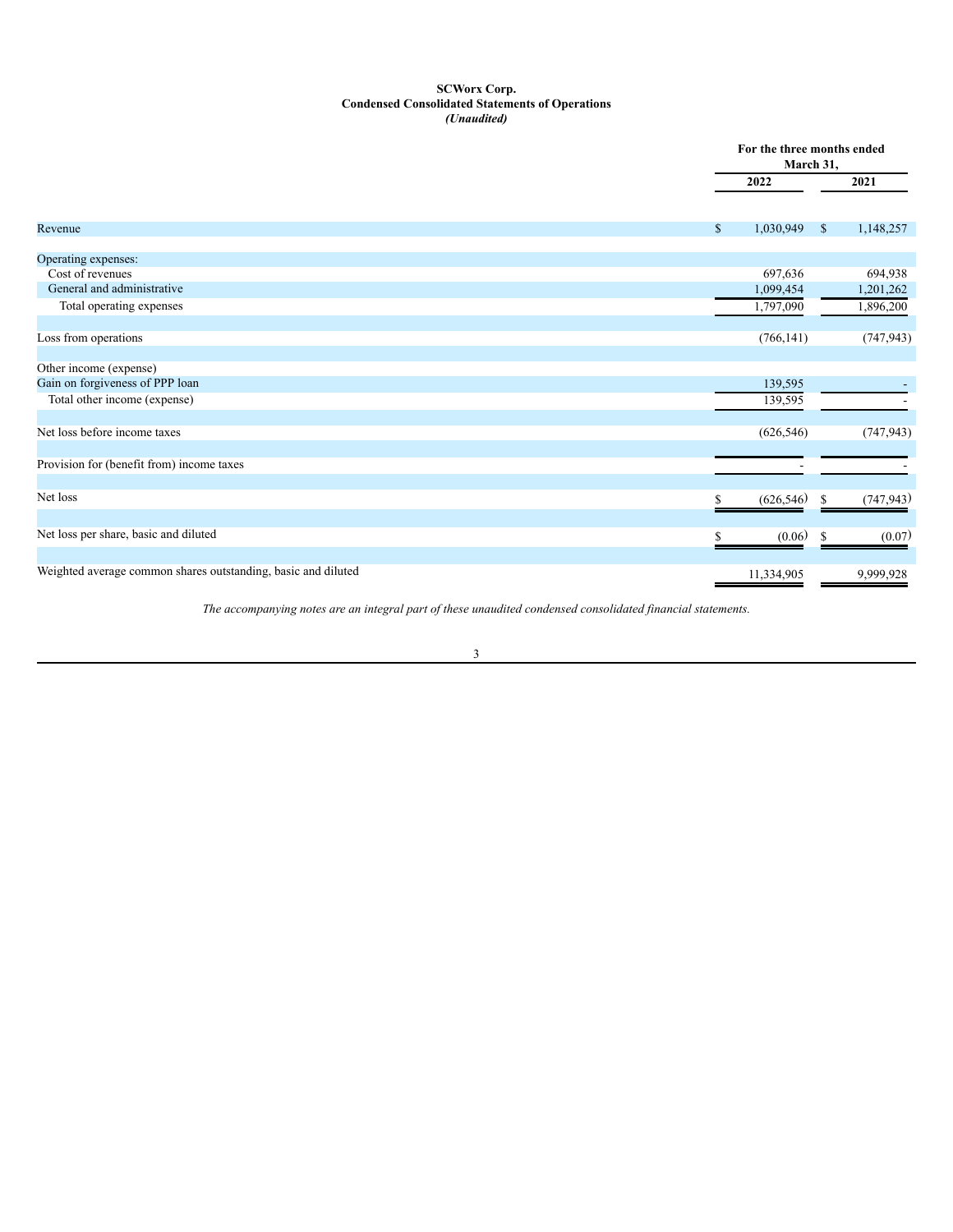**SCWorx Corp.**
**Condensed Consolidated Statements of Operations**
***(Unaudited)***

| | For the three months ended March 31, | |
|---|---|---|
| | 2022 | 2021 |
| Revenue | $ 1,030,949 | $ 1,148,257 |
| Operating expenses: | | |
| Cost of revenues | 697,636 | 694,938 |
| General and administrative | 1,099,454 | 1,201,262 |
| Total operating expenses | 1,797,090 | 1,896,200 |
| Loss from operations | (766,141) | (747,943) |
| Other income (expense) | | |
| Gain on forgiveness of PPP loan | 139,595 | - |
| Total other income (expense) | 139,595 | - |
| Net loss before income taxes | (626,546) | (747,943) |
| Provision for (benefit from) income taxes | - | - |
| Net loss | $ (626,546) | $ (747,943) |
| Net loss per share, basic and diluted | $ (0.06) | $ (0.07) |
| Weighted average common shares outstanding, basic and diluted | 11,334,905 | 9,999,928 |

*The accompanying notes are an integral part of these unaudited condensed consolidated financial statements.*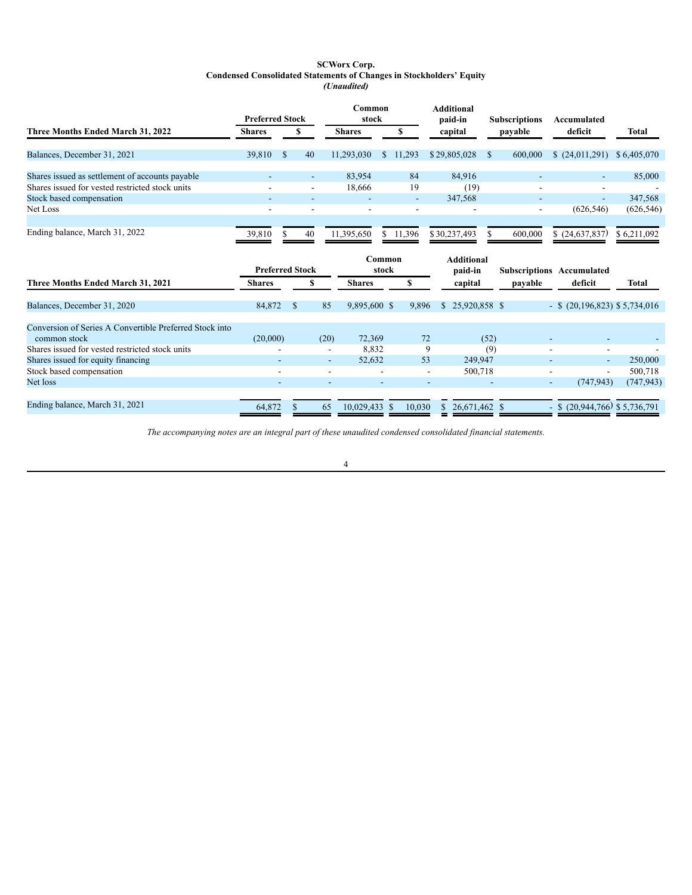**SCWorx Corp.**
**Condensed Consolidated Statements of Changes in Stockholders' Equity**
*(Unaudited)*

| Three Months Ended March 31, 2022 | Preferred Stock Shares | Preferred Stock $ | Common stock Shares | Common stock $ | Additional paid-in capital | Subscriptions payable | Accumulated deficit | Total |
|---|---|---|---|---|---|---|---|---|
| Balances, December 31, 2021 | 39,810 | $ 40 | 11,293,030 | $ 11,293 | $ 29,805,028 | $ 600,000 | $ (24,011,291) | $ 6,405,070 |
| Shares issued as settlement of accounts payable | - | - | 83,954 | 84 | 84,916 | - | - | 85,000 |
| Shares issued for vested restricted stock units | - | - | 18,666 | 19 | (19) | - | - | - |
| Stock based compensation | - | - | - | - | 347,568 | - | - | 347,568 |
| Net Loss | - | - | - | - | - | - | (626,546) | (626,546) |
| Ending balance, March 31, 2022 | 39,810 | $ 40 | 11,395,650 | $ 11,396 | $ 30,237,493 | $ 600,000 | $ (24,637,837) | $ 6,211,092 |

| Three Months Ended March 31, 2021 | Preferred Stock Shares | Preferred Stock $ | Common stock Shares | Common stock $ | Additional paid-in capital | Subscriptions payable | Accumulated deficit | Total |
|---|---|---|---|---|---|---|---|---|
| Balances, December 31, 2020 | 84,872 | $ 85 | 9,895,600 | $ 9,896 | $ 25,920,858 | $ - | $ (20,196,823) | $ 5,734,016 |
| Conversion of Series A Convertible Preferred Stock into common stock | (20,000) | (20) | 72,369 | 72 | (52) | - | - | - |
| Shares issued for vested restricted stock units | - | - | 8,832 | 9 | (9) | - | - | - |
| Shares issued for equity financing | - | - | 52,632 | 53 | 249,947 | - | - | 250,000 |
| Stock based compensation | - | - | - | - | 500,718 | - | - | 500,718 |
| Net loss | - | - | - | - | - | - | (747,943) | (747,943) |
| Ending balance, March 31, 2021 | 64,872 | $ 65 | 10,029,433 | $ 10,030 | $ 26,671,462 | $ - | $ (20,944,766) | $ 5,736,791 |

*The accompanying notes are an integral part of these unaudited condensed consolidated financial statements.*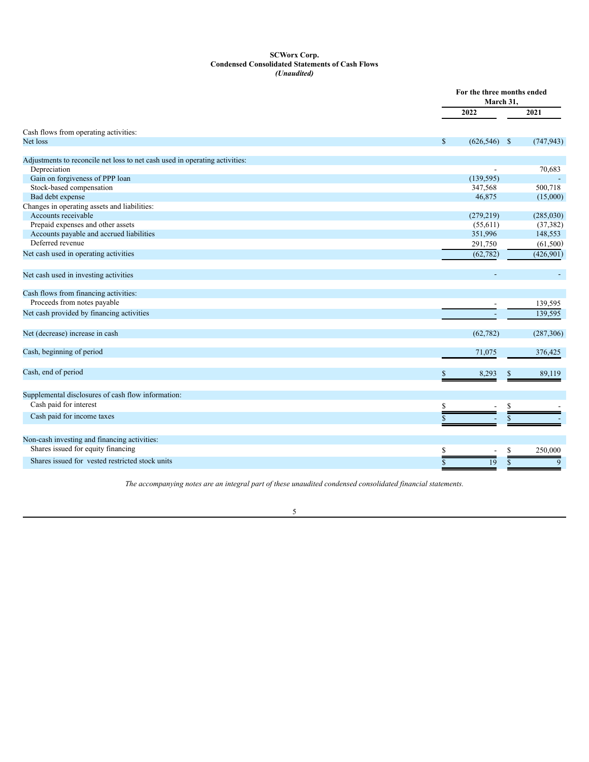**SCWorx Corp.**
**Condensed Consolidated Statements of Cash Flows**
***(Unaudited)***

| | For the three months ended March 31, | |
|---|---|---|
| | 2022 | 2021 |
| Cash flows from operating activities: | | |
| Net loss | $ (626,546) | $ (747,943) |
| Adjustments to reconcile net loss to net cash used in operating activities: | | |
| Depreciation | - | 70,683 |
| Gain on forgiveness of PPP loan | (139,595) | - |
| Stock-based compensation | 347,568 | 500,718 |
| Bad debt expense | 46,875 | (15,000) |
| Changes in operating assets and liabilities: | | |
| Accounts receivable | (279,219) | (285,030) |
| Prepaid expenses and other assets | (55,611) | (37,382) |
| Accounts payable and accrued liabilities | 351,996 | 148,553 |
| Deferred revenue | 291,750 | (61,500) |
| Net cash used in operating activities | (62,782) | (426,901) |
| Net cash used in investing activities | - | - |
| Cash flows from financing activities: | | |
| Proceeds from notes payable | - | 139,595 |
| Net cash provided by financing activities | - | 139,595 |
| Net (decrease) increase in cash | (62,782) | (287,306) |
| Cash, beginning of period | 71,075 | 376,425 |
| Cash, end of period | $ 8,293 | $ 89,119 |
| Supplemental disclosures of cash flow information: | | |
| Cash paid for interest | $ - | $ - |
| Cash paid for income taxes | $ - | $ - |
| Non-cash investing and financing activities: | | |
| Shares issued for equity financing | $ - | $ 250,000 |
| Shares issued for vested restricted stock units | $ 19 | $ 9 |

*The accompanying notes are an integral part of these unaudited condensed consolidated financial statements.*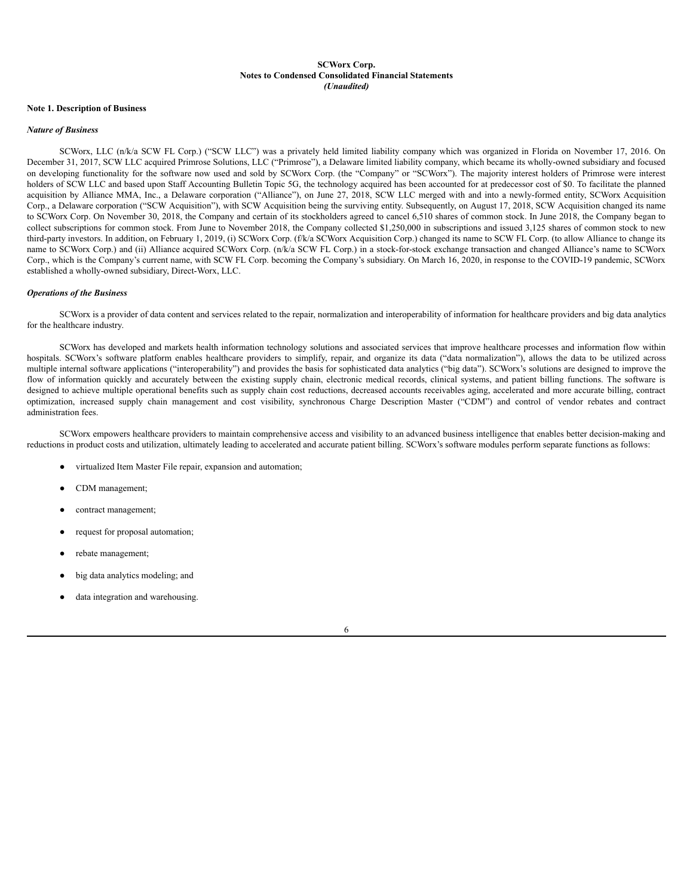**SCWorx Corp.**
**Notes to Condensed Consolidated Financial Statements**
***(Unaudited)***

**Note 1. Description of Business**

***Nature of Business***

SCWorx, LLC (n/k/a SCW FL Corp.) ("SCW LLC") was a privately held limited liability company which was organized in Florida on November 17, 2016. On December 31, 2017, SCW LLC acquired Primrose Solutions, LLC ("Primrose"), a Delaware limited liability company, which became its wholly-owned subsidiary and focused on developing functionality for the software now used and sold by SCWorx Corp. (the "Company" or "SCWorx"). The majority interest holders of Primrose were interest holders of SCW LLC and based upon Staff Accounting Bulletin Topic 5G, the technology acquired has been accounted for at predecessor cost of $0. To facilitate the planned acquisition by Alliance MMA, Inc., a Delaware corporation ("Alliance"), on June 27, 2018, SCW LLC merged with and into a newly-formed entity, SCWorx Acquisition Corp., a Delaware corporation ("SCW Acquisition"), with SCW Acquisition being the surviving entity. Subsequently, on August 17, 2018, SCW Acquisition changed its name to SCWorx Corp. On November 30, 2018, the Company and certain of its stockholders agreed to cancel 6,510 shares of common stock. In June 2018, the Company began to collect subscriptions for common stock. From June to November 2018, the Company collected $1,250,000 in subscriptions and issued 3,125 shares of common stock to new third-party investors. In addition, on February 1, 2019, (i) SCWorx Corp. (f/k/a SCWorx Acquisition Corp.) changed its name to SCW FL Corp. (to allow Alliance to change its name to SCWorx Corp.) and (ii) Alliance acquired SCWorx Corp. (n/k/a SCW FL Corp.) in a stock-for-stock exchange transaction and changed Alliance's name to SCWorx Corp., which is the Company's current name, with SCW FL Corp. becoming the Company's subsidiary. On March 16, 2020, in response to the COVID-19 pandemic, SCWorx established a wholly-owned subsidiary, Direct-Worx, LLC.

***Operations of the Business***

SCWorx is a provider of data content and services related to the repair, normalization and interoperability of information for healthcare providers and big data analytics for the healthcare industry.

SCWorx has developed and markets health information technology solutions and associated services that improve healthcare processes and information flow within hospitals. SCWorx's software platform enables healthcare providers to simplify, repair, and organize its data ("data normalization"), allows the data to be utilized across multiple internal software applications ("interoperability") and provides the basis for sophisticated data analytics ("big data"). SCWorx's solutions are designed to improve the flow of information quickly and accurately between the existing supply chain, electronic medical records, clinical systems, and patient billing functions. The software is designed to achieve multiple operational benefits such as supply chain cost reductions, decreased accounts receivables aging, accelerated and more accurate billing, contract optimization, increased supply chain management and cost visibility, synchronous Charge Description Master ("CDM") and control of vendor rebates and contract administration fees.

SCWorx empowers healthcare providers to maintain comprehensive access and visibility to an advanced business intelligence that enables better decision-making and reductions in product costs and utilization, ultimately leading to accelerated and accurate patient billing. SCWorx's software modules perform separate functions as follows:

- virtualized Item Master File repair, expansion and automation;
- CDM management;
- contract management;
- request for proposal automation;
- rebate management;
- big data analytics modeling; and
- data integration and warehousing.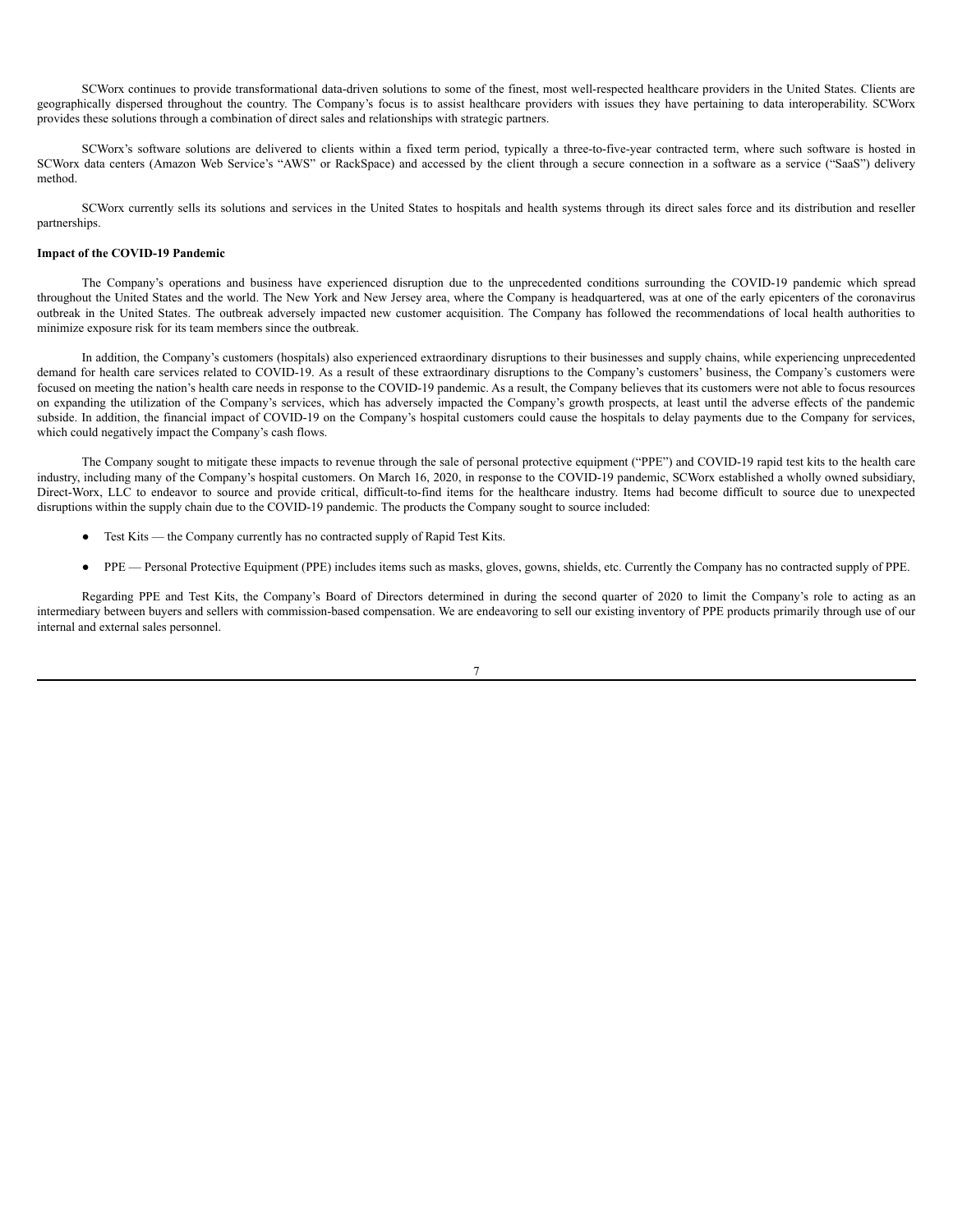SCWorx continues to provide transformational data-driven solutions to some of the finest, most well-respected healthcare providers in the United States. Clients are geographically dispersed throughout the country. The Company's focus is to assist healthcare providers with issues they have pertaining to data interoperability. SCWorx provides these solutions through a combination of direct sales and relationships with strategic partners.

SCWorx's software solutions are delivered to clients within a fixed term period, typically a three-to-five-year contracted term, where such software is hosted in SCWorx data centers (Amazon Web Service's "AWS" or RackSpace) and accessed by the client through a secure connection in a software as a service ("SaaS") delivery method.

SCWorx currently sells its solutions and services in the United States to hospitals and health systems through its direct sales force and its distribution and reseller partnerships.

**Impact of the COVID-19 Pandemic**

The Company's operations and business have experienced disruption due to the unprecedented conditions surrounding the COVID-19 pandemic which spread throughout the United States and the world. The New York and New Jersey area, where the Company is headquartered, was at one of the early epicenters of the coronavirus outbreak in the United States. The outbreak adversely impacted new customer acquisition. The Company has followed the recommendations of local health authorities to minimize exposure risk for its team members since the outbreak.

In addition, the Company's customers (hospitals) also experienced extraordinary disruptions to their businesses and supply chains, while experiencing unprecedented demand for health care services related to COVID-19. As a result of these extraordinary disruptions to the Company's customers' business, the Company's customers were focused on meeting the nation's health care needs in response to the COVID-19 pandemic. As a result, the Company believes that its customers were not able to focus resources on expanding the utilization of the Company's services, which has adversely impacted the Company's growth prospects, at least until the adverse effects of the pandemic subside. In addition, the financial impact of COVID-19 on the Company's hospital customers could cause the hospitals to delay payments due to the Company for services, which could negatively impact the Company's cash flows.

The Company sought to mitigate these impacts to revenue through the sale of personal protective equipment ("PPE") and COVID-19 rapid test kits to the health care industry, including many of the Company's hospital customers. On March 16, 2020, in response to the COVID-19 pandemic, SCWorx established a wholly owned subsidiary, Direct-Worx, LLC to endeavor to source and provide critical, difficult-to-find items for the healthcare industry. Items had become difficult to source due to unexpected disruptions within the supply chain due to the COVID-19 pandemic. The products the Company sought to source included:

- Test Kits — the Company currently has no contracted supply of Rapid Test Kits.
- PPE — Personal Protective Equipment (PPE) includes items such as masks, gloves, gowns, shields, etc. Currently the Company has no contracted supply of PPE.

Regarding PPE and Test Kits, the Company's Board of Directors determined in during the second quarter of 2020 to limit the Company's role to acting as an intermediary between buyers and sellers with commission-based compensation. We are endeavoring to sell our existing inventory of PPE products primarily through use of our internal and external sales personnel.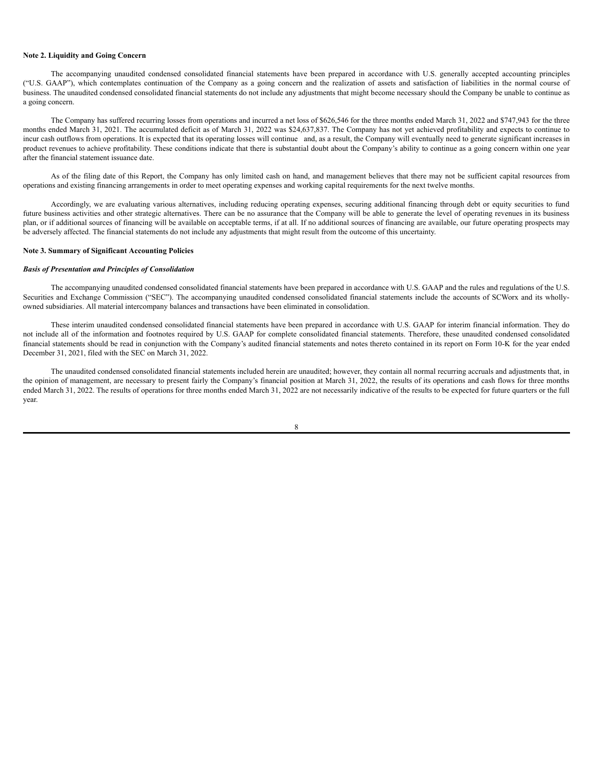**Note 2. Liquidity and Going Concern**

The accompanying unaudited condensed consolidated financial statements have been prepared in accordance with U.S. generally accepted accounting principles ("U.S. GAAP"), which contemplates continuation of the Company as a going concern and the realization of assets and satisfaction of liabilities in the normal course of business. The unaudited condensed consolidated financial statements do not include any adjustments that might become necessary should the Company be unable to continue as a going concern.

The Company has suffered recurring losses from operations and incurred a net loss of $626,546 for the three months ended March 31, 2022 and $747,943 for the three months ended March 31, 2021. The accumulated deficit as of March 31, 2022 was $24,637,837. The Company has not yet achieved profitability and expects to continue to incur cash outflows from operations. It is expected that its operating losses will continue and, as a result, the Company will eventually need to generate significant increases in product revenues to achieve profitability. These conditions indicate that there is substantial doubt about the Company's ability to continue as a going concern within one year after the financial statement issuance date.

As of the filing date of this Report, the Company has only limited cash on hand, and management believes that there may not be sufficient capital resources from operations and existing financing arrangements in order to meet operating expenses and working capital requirements for the next twelve months.

Accordingly, we are evaluating various alternatives, including reducing operating expenses, securing additional financing through debt or equity securities to fund future business activities and other strategic alternatives. There can be no assurance that the Company will be able to generate the level of operating revenues in its business plan, or if additional sources of financing will be available on acceptable terms, if at all. If no additional sources of financing are available, our future operating prospects may be adversely affected. The financial statements do not include any adjustments that might result from the outcome of this uncertainty.

**Note 3. Summary of Significant Accounting Policies**

***Basis of Presentation and Principles of Consolidation***

The accompanying unaudited condensed consolidated financial statements have been prepared in accordance with U.S. GAAP and the rules and regulations of the U.S. Securities and Exchange Commission ("SEC"). The accompanying unaudited condensed consolidated financial statements include the accounts of SCWorx and its wholly-owned subsidiaries. All material intercompany balances and transactions have been eliminated in consolidation.

These interim unaudited condensed consolidated financial statements have been prepared in accordance with U.S. GAAP for interim financial information. They do not include all of the information and footnotes required by U.S. GAAP for complete consolidated financial statements. Therefore, these unaudited condensed consolidated financial statements should be read in conjunction with the Company's audited financial statements and notes thereto contained in its report on Form 10-K for the year ended December 31, 2021, filed with the SEC on March 31, 2022.

The unaudited condensed consolidated financial statements included herein are unaudited; however, they contain all normal recurring accruals and adjustments that, in the opinion of management, are necessary to present fairly the Company's financial position at March 31, 2022, the results of its operations and cash flows for three months ended March 31, 2022. The results of operations for three months ended March 31, 2022 are not necessarily indicative of the results to be expected for future quarters or the full year.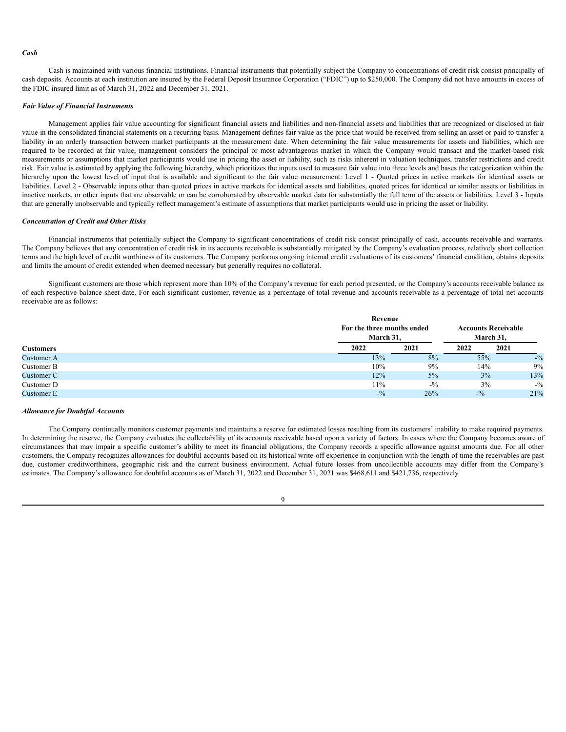***Cash***

Cash is maintained with various financial institutions. Financial instruments that potentially subject the Company to concentrations of credit risk consist principally of cash deposits. Accounts at each institution are insured by the Federal Deposit Insurance Corporation ("FDIC") up to $250,000. The Company did not have amounts in excess of the FDIC insured limit as of March 31, 2022 and December 31, 2021.

***Fair Value of Financial Instruments***

Management applies fair value accounting for significant financial assets and liabilities and non-financial assets and liabilities that are recognized or disclosed at fair value in the consolidated financial statements on a recurring basis. Management defines fair value as the price that would be received from selling an asset or paid to transfer a liability in an orderly transaction between market participants at the measurement date. When determining the fair value measurements for assets and liabilities, which are required to be recorded at fair value, management considers the principal or most advantageous market in which the Company would transact and the market-based risk measurements or assumptions that market participants would use in pricing the asset or liability, such as risks inherent in valuation techniques, transfer restrictions and credit risk. Fair value is estimated by applying the following hierarchy, which prioritizes the inputs used to measure fair value into three levels and bases the categorization within the hierarchy upon the lowest level of input that is available and significant to the fair value measurement: Level 1 - Quoted prices in active markets for identical assets or liabilities. Level 2 - Observable inputs other than quoted prices in active markets for identical assets and liabilities, quoted prices for identical or similar assets or liabilities in inactive markets, or other inputs that are observable or can be corroborated by observable market data for substantially the full term of the assets or liabilities. Level 3 - Inputs that are generally unobservable and typically reflect management's estimate of assumptions that market participants would use in pricing the asset or liability.

***Concentration of Credit and Other Risks***

Financial instruments that potentially subject the Company to significant concentrations of credit risk consist principally of cash, accounts receivable and warrants. The Company believes that any concentration of credit risk in its accounts receivable is substantially mitigated by the Company's evaluation process, relatively short collection terms and the high level of credit worthiness of its customers. The Company performs ongoing internal credit evaluations of its customers' financial condition, obtains deposits and limits the amount of credit extended when deemed necessary but generally requires no collateral.

Significant customers are those which represent more than 10% of the Company's revenue for each period presented, or the Company's accounts receivable balance as of each respective balance sheet date. For each significant customer, revenue as a percentage of total revenue and accounts receivable as a percentage of total net accounts receivable are as follows:

| | Revenue For the three months ended March 31, | | Accounts Receivable March 31, | |
|---|---|---|---|---|
| **Customers** | **2022** | **2021** | **2022** | **2021** |
| Customer A | 13% | 8% | 55% | -% |
| Customer B | 10% | 9% | 14% | 9% |
| Customer C | 12% | 5% | 3% | 13% |
| Customer D | 11% | -% | 3% | -% |
| Customer E | -% | 26% | -% | 21% |

***Allowance for Doubtful Accounts***

The Company continually monitors customer payments and maintains a reserve for estimated losses resulting from its customers' inability to make required payments. In determining the reserve, the Company evaluates the collectability of its accounts receivable based upon a variety of factors. In cases where the Company becomes aware of circumstances that may impair a specific customer's ability to meet its financial obligations, the Company records a specific allowance against amounts due. For all other customers, the Company recognizes allowances for doubtful accounts based on its historical write-off experience in conjunction with the length of time the receivables are past due, customer creditworthiness, geographic risk and the current business environment. Actual future losses from uncollectible accounts may differ from the Company's estimates. The Company's allowance for doubtful accounts as of March 31, 2022 and December 31, 2021 was $468,611 and $421,736, respectively.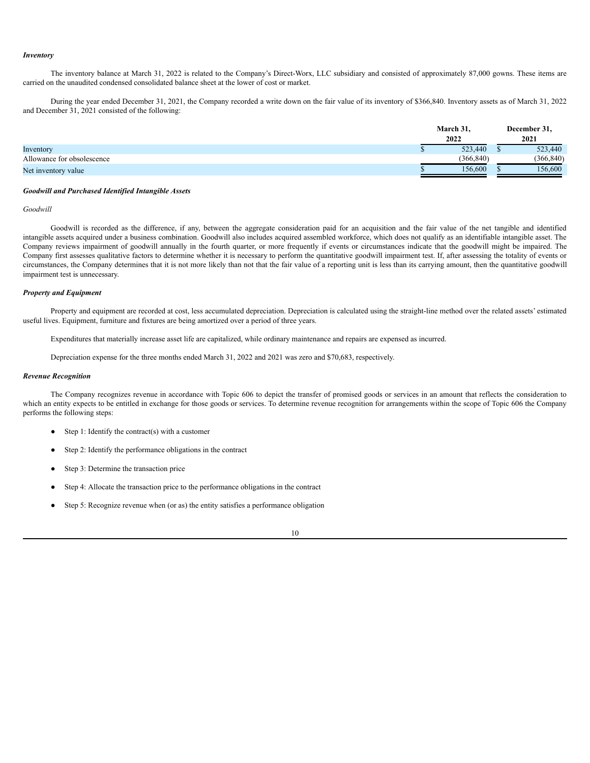***Inventory***

The inventory balance at March 31, 2022 is related to the Company's Direct-Worx, LLC subsidiary and consisted of approximately 87,000 gowns. These items are carried on the unaudited condensed consolidated balance sheet at the lower of cost or market.

During the year ended December 31, 2021, the Company recorded a write down on the fair value of its inventory of $366,840. Inventory assets as of March 31, 2022 and December 31, 2021 consisted of the following:

| | March 31, 2022 | December 31, 2021 |
|---|---|---|
| Inventory | $ 523,440 | $ 523,440 |
| Allowance for obsolescence | (366,840) | (366,840) |
| Net inventory value | $ 156,600 | $ 156,600 |

***Goodwill and Purchased Identified Intangible Assets***

*Goodwill*

Goodwill is recorded as the difference, if any, between the aggregate consideration paid for an acquisition and the fair value of the net tangible and identified intangible assets acquired under a business combination. Goodwill also includes acquired assembled workforce, which does not qualify as an identifiable intangible asset. The Company reviews impairment of goodwill annually in the fourth quarter, or more frequently if events or circumstances indicate that the goodwill might be impaired. The Company first assesses qualitative factors to determine whether it is necessary to perform the quantitative goodwill impairment test. If, after assessing the totality of events or circumstances, the Company determines that it is not more likely than not that the fair value of a reporting unit is less than its carrying amount, then the quantitative goodwill impairment test is unnecessary.

***Property and Equipment***

Property and equipment are recorded at cost, less accumulated depreciation. Depreciation is calculated using the straight-line method over the related assets' estimated useful lives. Equipment, furniture and fixtures are being amortized over a period of three years.

Expenditures that materially increase asset life are capitalized, while ordinary maintenance and repairs are expensed as incurred.

Depreciation expense for the three months ended March 31, 2022 and 2021 was zero and $70,683, respectively.

***Revenue Recognition***

The Company recognizes revenue in accordance with Topic 606 to depict the transfer of promised goods or services in an amount that reflects the consideration to which an entity expects to be entitled in exchange for those goods or services. To determine revenue recognition for arrangements within the scope of Topic 606 the Company performs the following steps:

- Step 1: Identify the contract(s) with a customer
- Step 2: Identify the performance obligations in the contract
- Step 3: Determine the transaction price
- Step 4: Allocate the transaction price to the performance obligations in the contract
- Step 5: Recognize revenue when (or as) the entity satisfies a performance obligation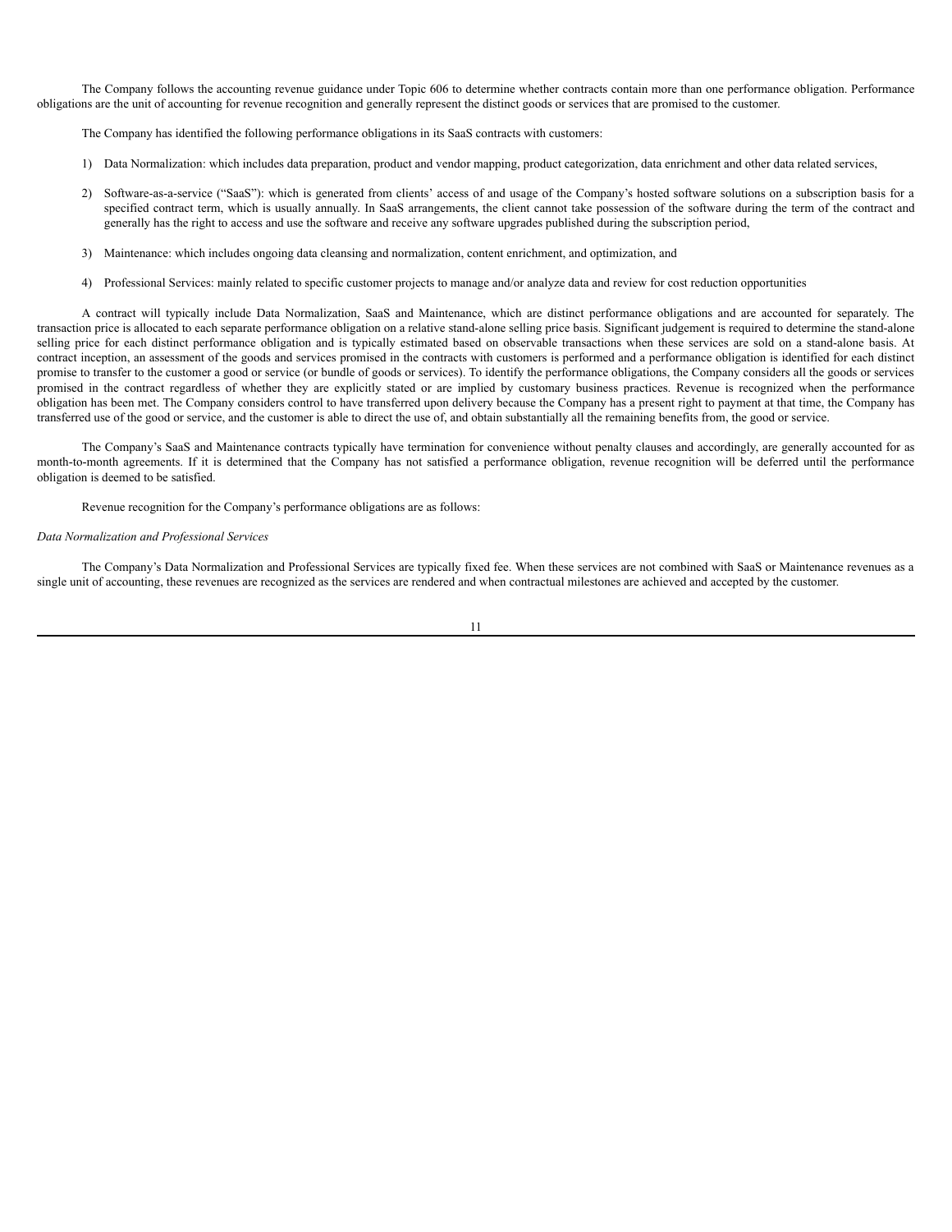The Company follows the accounting revenue guidance under Topic 606 to determine whether contracts contain more than one performance obligation. Performance obligations are the unit of accounting for revenue recognition and generally represent the distinct goods or services that are promised to the customer.

The Company has identified the following performance obligations in its SaaS contracts with customers:

1) Data Normalization: which includes data preparation, product and vendor mapping, product categorization, data enrichment and other data related services,

2) Software-as-a-service ("SaaS"): which is generated from clients' access of and usage of the Company's hosted software solutions on a subscription basis for a specified contract term, which is usually annually. In SaaS arrangements, the client cannot take possession of the software during the term of the contract and generally has the right to access and use the software and receive any software upgrades published during the subscription period,

3) Maintenance: which includes ongoing data cleansing and normalization, content enrichment, and optimization, and

4) Professional Services: mainly related to specific customer projects to manage and/or analyze data and review for cost reduction opportunities

A contract will typically include Data Normalization, SaaS and Maintenance, which are distinct performance obligations and are accounted for separately. The transaction price is allocated to each separate performance obligation on a relative stand-alone selling price basis. Significant judgement is required to determine the stand-alone selling price for each distinct performance obligation and is typically estimated based on observable transactions when these services are sold on a stand-alone basis. At contract inception, an assessment of the goods and services promised in the contracts with customers is performed and a performance obligation is identified for each distinct promise to transfer to the customer a good or service (or bundle of goods or services). To identify the performance obligations, the Company considers all the goods or services promised in the contract regardless of whether they are explicitly stated or are implied by customary business practices. Revenue is recognized when the performance obligation has been met. The Company considers control to have transferred upon delivery because the Company has a present right to payment at that time, the Company has transferred use of the good or service, and the customer is able to direct the use of, and obtain substantially all the remaining benefits from, the good or service.

The Company's SaaS and Maintenance contracts typically have termination for convenience without penalty clauses and accordingly, are generally accounted for as month-to-month agreements. If it is determined that the Company has not satisfied a performance obligation, revenue recognition will be deferred until the performance obligation is deemed to be satisfied.

Revenue recognition for the Company's performance obligations are as follows:

*Data Normalization and Professional Services*

The Company's Data Normalization and Professional Services are typically fixed fee. When these services are not combined with SaaS or Maintenance revenues as a single unit of accounting, these revenues are recognized as the services are rendered and when contractual milestones are achieved and accepted by the customer.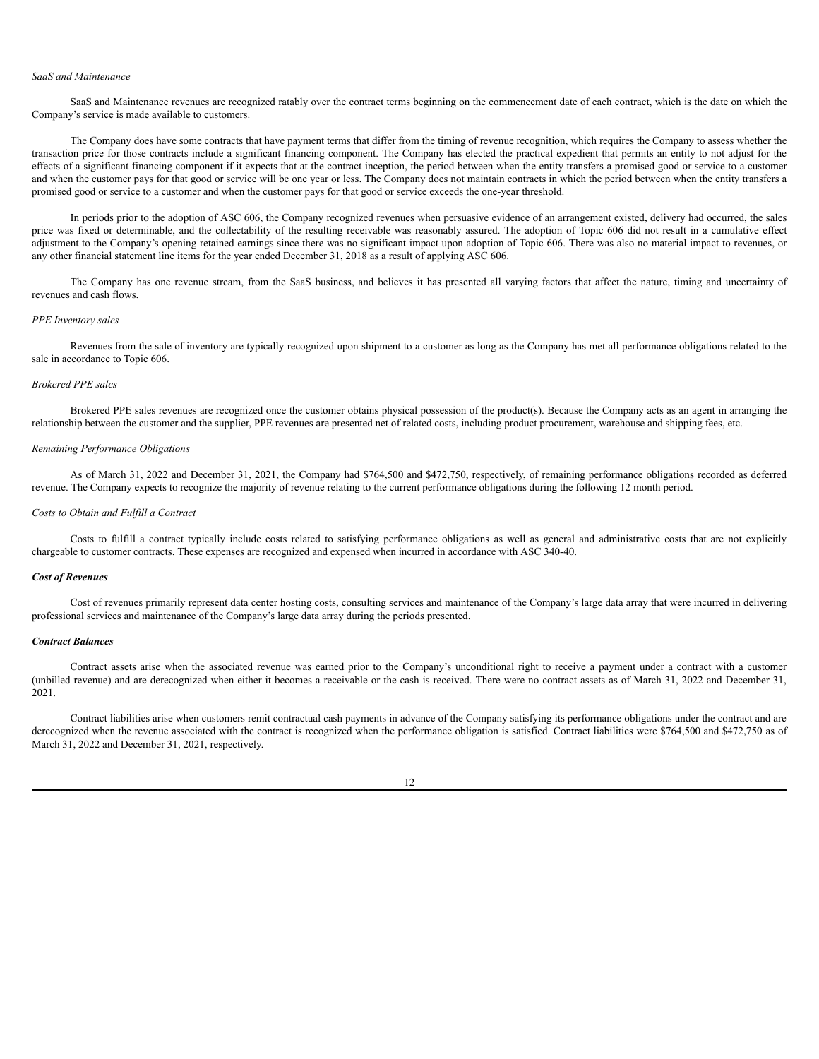*SaaS and Maintenance*

SaaS and Maintenance revenues are recognized ratably over the contract terms beginning on the commencement date of each contract, which is the date on which the Company's service is made available to customers.

The Company does have some contracts that have payment terms that differ from the timing of revenue recognition, which requires the Company to assess whether the transaction price for those contracts include a significant financing component. The Company has elected the practical expedient that permits an entity to not adjust for the effects of a significant financing component if it expects that at the contract inception, the period between when the entity transfers a promised good or service to a customer and when the customer pays for that good or service will be one year or less. The Company does not maintain contracts in which the period between when the entity transfers a promised good or service to a customer and when the customer pays for that good or service exceeds the one-year threshold.

In periods prior to the adoption of ASC 606, the Company recognized revenues when persuasive evidence of an arrangement existed, delivery had occurred, the sales price was fixed or determinable, and the collectability of the resulting receivable was reasonably assured. The adoption of Topic 606 did not result in a cumulative effect adjustment to the Company's opening retained earnings since there was no significant impact upon adoption of Topic 606. There was also no material impact to revenues, or any other financial statement line items for the year ended December 31, 2018 as a result of applying ASC 606.

The Company has one revenue stream, from the SaaS business, and believes it has presented all varying factors that affect the nature, timing and uncertainty of revenues and cash flows.

*PPE Inventory sales*

Revenues from the sale of inventory are typically recognized upon shipment to a customer as long as the Company has met all performance obligations related to the sale in accordance to Topic 606.

*Brokered PPE sales*

Brokered PPE sales revenues are recognized once the customer obtains physical possession of the product(s). Because the Company acts as an agent in arranging the relationship between the customer and the supplier, PPE revenues are presented net of related costs, including product procurement, warehouse and shipping fees, etc.

*Remaining Performance Obligations*

As of March 31, 2022 and December 31, 2021, the Company had $764,500 and $472,750, respectively, of remaining performance obligations recorded as deferred revenue. The Company expects to recognize the majority of revenue relating to the current performance obligations during the following 12 month period.

*Costs to Obtain and Fulfill a Contract*

Costs to fulfill a contract typically include costs related to satisfying performance obligations as well as general and administrative costs that are not explicitly chargeable to customer contracts. These expenses are recognized and expensed when incurred in accordance with ASC 340-40.

***Cost of Revenues***

Cost of revenues primarily represent data center hosting costs, consulting services and maintenance of the Company's large data array that were incurred in delivering professional services and maintenance of the Company's large data array during the periods presented.

***Contract Balances***

Contract assets arise when the associated revenue was earned prior to the Company's unconditional right to receive a payment under a contract with a customer (unbilled revenue) and are derecognized when either it becomes a receivable or the cash is received. There were no contract assets as of March 31, 2022 and December 31, 2021.

Contract liabilities arise when customers remit contractual cash payments in advance of the Company satisfying its performance obligations under the contract and are derecognized when the revenue associated with the contract is recognized when the performance obligation is satisfied. Contract liabilities were $764,500 and $472,750 as of March 31, 2022 and December 31, 2021, respectively.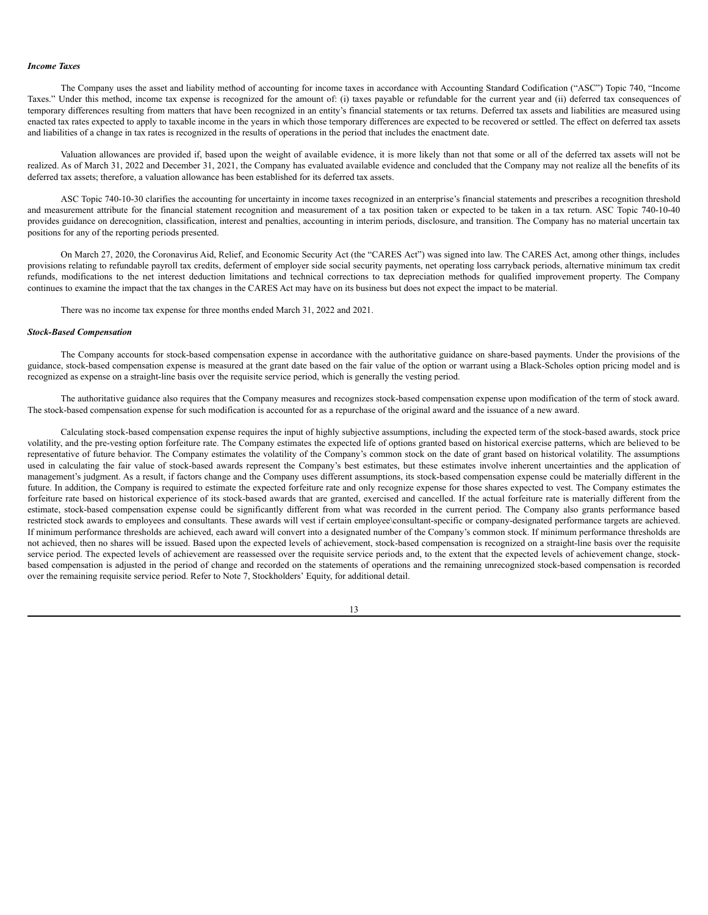***Income Taxes***

The Company uses the asset and liability method of accounting for income taxes in accordance with Accounting Standard Codification ("ASC") Topic 740, "Income Taxes." Under this method, income tax expense is recognized for the amount of: (i) taxes payable or refundable for the current year and (ii) deferred tax consequences of temporary differences resulting from matters that have been recognized in an entity's financial statements or tax returns. Deferred tax assets and liabilities are measured using enacted tax rates expected to apply to taxable income in the years in which those temporary differences are expected to be recovered or settled. The effect on deferred tax assets and liabilities of a change in tax rates is recognized in the results of operations in the period that includes the enactment date.

Valuation allowances are provided if, based upon the weight of available evidence, it is more likely than not that some or all of the deferred tax assets will not be realized. As of March 31, 2022 and December 31, 2021, the Company has evaluated available evidence and concluded that the Company may not realize all the benefits of its deferred tax assets; therefore, a valuation allowance has been established for its deferred tax assets.

ASC Topic 740-10-30 clarifies the accounting for uncertainty in income taxes recognized in an enterprise's financial statements and prescribes a recognition threshold and measurement attribute for the financial statement recognition and measurement of a tax position taken or expected to be taken in a tax return. ASC Topic 740-10-40 provides guidance on derecognition, classification, interest and penalties, accounting in interim periods, disclosure, and transition. The Company has no material uncertain tax positions for any of the reporting periods presented.

On March 27, 2020, the Coronavirus Aid, Relief, and Economic Security Act (the "CARES Act") was signed into law. The CARES Act, among other things, includes provisions relating to refundable payroll tax credits, deferment of employer side social security payments, net operating loss carryback periods, alternative minimum tax credit refunds, modifications to the net interest deduction limitations and technical corrections to tax depreciation methods for qualified improvement property. The Company continues to examine the impact that the tax changes in the CARES Act may have on its business but does not expect the impact to be material.

There was no income tax expense for three months ended March 31, 2022 and 2021.

***Stock-Based Compensation***

The Company accounts for stock-based compensation expense in accordance with the authoritative guidance on share-based payments. Under the provisions of the guidance, stock-based compensation expense is measured at the grant date based on the fair value of the option or warrant using a Black-Scholes option pricing model and is recognized as expense on a straight-line basis over the requisite service period, which is generally the vesting period.

The authoritative guidance also requires that the Company measures and recognizes stock-based compensation expense upon modification of the term of stock award. The stock-based compensation expense for such modification is accounted for as a repurchase of the original award and the issuance of a new award.

Calculating stock-based compensation expense requires the input of highly subjective assumptions, including the expected term of the stock-based awards, stock price volatility, and the pre-vesting option forfeiture rate. The Company estimates the expected life of options granted based on historical exercise patterns, which are believed to be representative of future behavior. The Company estimates the volatility of the Company's common stock on the date of grant based on historical volatility. The assumptions used in calculating the fair value of stock-based awards represent the Company's best estimates, but these estimates involve inherent uncertainties and the application of management's judgment. As a result, if factors change and the Company uses different assumptions, its stock-based compensation expense could be materially different in the future. In addition, the Company is required to estimate the expected forfeiture rate and only recognize expense for those shares expected to vest. The Company estimates the forfeiture rate based on historical experience of its stock-based awards that are granted, exercised and cancelled. If the actual forfeiture rate is materially different from the estimate, stock-based compensation expense could be significantly different from what was recorded in the current period. The Company also grants performance based restricted stock awards to employees and consultants. These awards will vest if certain employee\consultant-specific or company-designated performance targets are achieved. If minimum performance thresholds are achieved, each award will convert into a designated number of the Company's common stock. If minimum performance thresholds are not achieved, then no shares will be issued. Based upon the expected levels of achievement, stock-based compensation is recognized on a straight-line basis over the requisite service period. The expected levels of achievement are reassessed over the requisite service periods and, to the extent that the expected levels of achievement change, stock-based compensation is adjusted in the period of change and recorded on the statements of operations and the remaining unrecognized stock-based compensation is recorded over the remaining requisite service period. Refer to Note 7, Stockholders' Equity, for additional detail.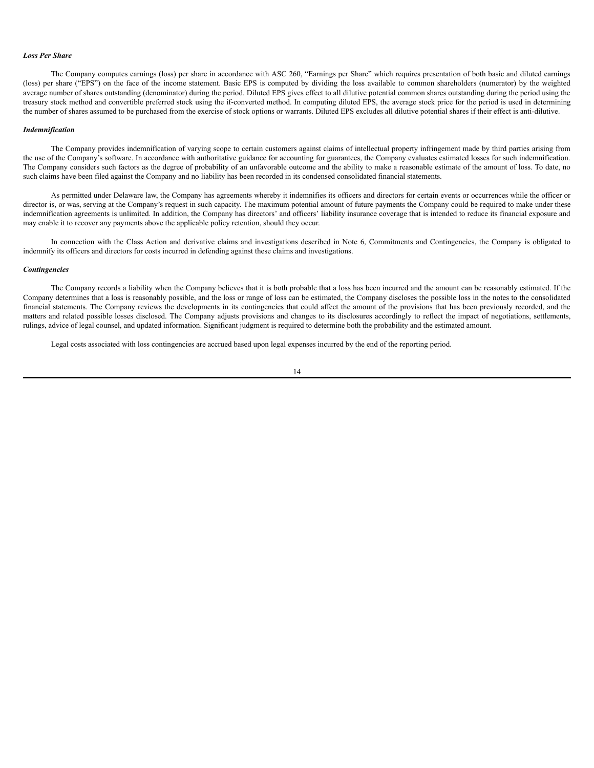***Loss Per Share***

The Company computes earnings (loss) per share in accordance with ASC 260, "Earnings per Share" which requires presentation of both basic and diluted earnings (loss) per share ("EPS") on the face of the income statement. Basic EPS is computed by dividing the loss available to common shareholders (numerator) by the weighted average number of shares outstanding (denominator) during the period. Diluted EPS gives effect to all dilutive potential common shares outstanding during the period using the treasury stock method and convertible preferred stock using the if-converted method. In computing diluted EPS, the average stock price for the period is used in determining the number of shares assumed to be purchased from the exercise of stock options or warrants. Diluted EPS excludes all dilutive potential shares if their effect is anti-dilutive.

***Indemnification***

The Company provides indemnification of varying scope to certain customers against claims of intellectual property infringement made by third parties arising from the use of the Company's software. In accordance with authoritative guidance for accounting for guarantees, the Company evaluates estimated losses for such indemnification. The Company considers such factors as the degree of probability of an unfavorable outcome and the ability to make a reasonable estimate of the amount of loss. To date, no such claims have been filed against the Company and no liability has been recorded in its condensed consolidated financial statements.

As permitted under Delaware law, the Company has agreements whereby it indemnifies its officers and directors for certain events or occurrences while the officer or director is, or was, serving at the Company's request in such capacity. The maximum potential amount of future payments the Company could be required to make under these indemnification agreements is unlimited. In addition, the Company has directors' and officers' liability insurance coverage that is intended to reduce its financial exposure and may enable it to recover any payments above the applicable policy retention, should they occur.

In connection with the Class Action and derivative claims and investigations described in Note 6, Commitments and Contingencies, the Company is obligated to indemnify its officers and directors for costs incurred in defending against these claims and investigations.

***Contingencies***

The Company records a liability when the Company believes that it is both probable that a loss has been incurred and the amount can be reasonably estimated. If the Company determines that a loss is reasonably possible, and the loss or range of loss can be estimated, the Company discloses the possible loss in the notes to the consolidated financial statements. The Company reviews the developments in its contingencies that could affect the amount of the provisions that has been previously recorded, and the matters and related possible losses disclosed. The Company adjusts provisions and changes to its disclosures accordingly to reflect the impact of negotiations, settlements, rulings, advice of legal counsel, and updated information. Significant judgment is required to determine both the probability and the estimated amount.

Legal costs associated with loss contingencies are accrued based upon legal expenses incurred by the end of the reporting period.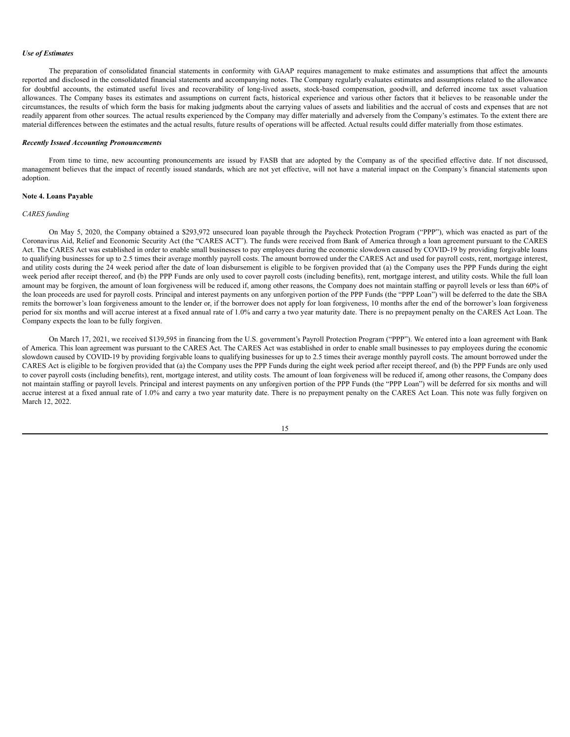*Use of Estimates*

The preparation of consolidated financial statements in conformity with GAAP requires management to make estimates and assumptions that affect the amounts reported and disclosed in the consolidated financial statements and accompanying notes. The Company regularly evaluates estimates and assumptions related to the allowance for doubtful accounts, the estimated useful lives and recoverability of long-lived assets, stock-based compensation, goodwill, and deferred income tax asset valuation allowances. The Company bases its estimates and assumptions on current facts, historical experience and various other factors that it believes to be reasonable under the circumstances, the results of which form the basis for making judgments about the carrying values of assets and liabilities and the accrual of costs and expenses that are not readily apparent from other sources. The actual results experienced by the Company may differ materially and adversely from the Company's estimates. To the extent there are material differences between the estimates and the actual results, future results of operations will be affected. Actual results could differ materially from those estimates.

*Recently Issued Accounting Pronouncements*

From time to time, new accounting pronouncements are issued by FASB that are adopted by the Company as of the specified effective date. If not discussed, management believes that the impact of recently issued standards, which are not yet effective, will not have a material impact on the Company's financial statements upon adoption.

**Note 4. Loans Payable**

*CARES funding*

On May 5, 2020, the Company obtained a $293,972 unsecured loan payable through the Paycheck Protection Program ("PPP"), which was enacted as part of the Coronavirus Aid, Relief and Economic Security Act (the "CARES ACT"). The funds were received from Bank of America through a loan agreement pursuant to the CARES Act. The CARES Act was established in order to enable small businesses to pay employees during the economic slowdown caused by COVID-19 by providing forgivable loans to qualifying businesses for up to 2.5 times their average monthly payroll costs. The amount borrowed under the CARES Act and used for payroll costs, rent, mortgage interest, and utility costs during the 24 week period after the date of loan disbursement is eligible to be forgiven provided that (a) the Company uses the PPP Funds during the eight week period after receipt thereof, and (b) the PPP Funds are only used to cover payroll costs (including benefits), rent, mortgage interest, and utility costs. While the full loan amount may be forgiven, the amount of loan forgiveness will be reduced if, among other reasons, the Company does not maintain staffing or payroll levels or less than 60% of the loan proceeds are used for payroll costs. Principal and interest payments on any unforgiven portion of the PPP Funds (the "PPP Loan") will be deferred to the date the SBA remits the borrower's loan forgiveness amount to the lender or, if the borrower does not apply for loan forgiveness, 10 months after the end of the borrower's loan forgiveness period for six months and will accrue interest at a fixed annual rate of 1.0% and carry a two year maturity date. There is no prepayment penalty on the CARES Act Loan. The Company expects the loan to be fully forgiven.

On March 17, 2021, we received $139,595 in financing from the U.S. government's Payroll Protection Program ("PPP"). We entered into a loan agreement with Bank of America. This loan agreement was pursuant to the CARES Act. The CARES Act was established in order to enable small businesses to pay employees during the economic slowdown caused by COVID-19 by providing forgivable loans to qualifying businesses for up to 2.5 times their average monthly payroll costs. The amount borrowed under the CARES Act is eligible to be forgiven provided that (a) the Company uses the PPP Funds during the eight week period after receipt thereof, and (b) the PPP Funds are only used to cover payroll costs (including benefits), rent, mortgage interest, and utility costs. The amount of loan forgiveness will be reduced if, among other reasons, the Company does not maintain staffing or payroll levels. Principal and interest payments on any unforgiven portion of the PPP Funds (the "PPP Loan") will be deferred for six months and will accrue interest at a fixed annual rate of 1.0% and carry a two year maturity date. There is no prepayment penalty on the CARES Act Loan. This note was fully forgiven on March 12, 2022.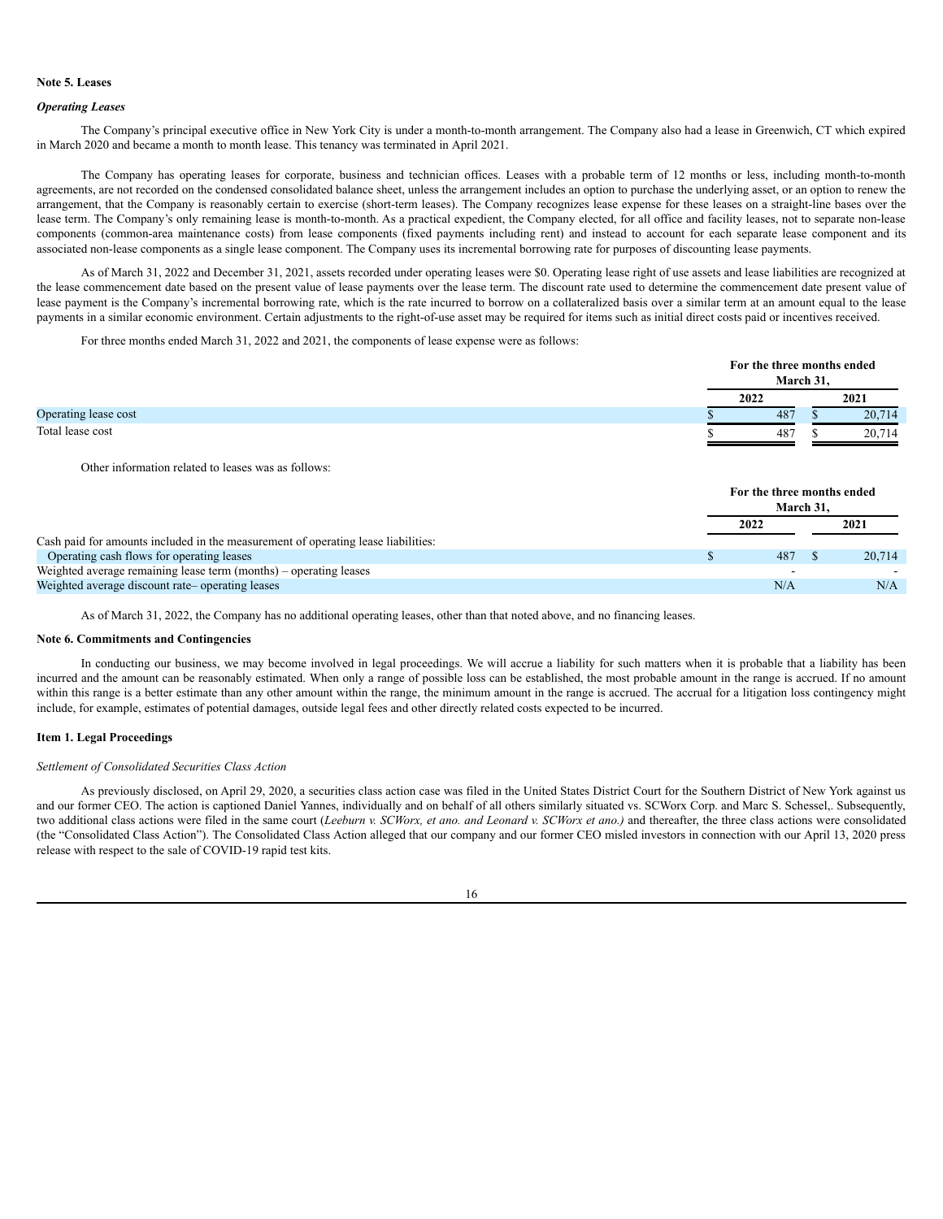**Note 5. Leases**

***Operating Leases***

The Company's principal executive office in New York City is under a month-to-month arrangement. The Company also had a lease in Greenwich, CT which expired in March 2020 and became a month to month lease. This tenancy was terminated in April 2021.

The Company has operating leases for corporate, business and technician offices. Leases with a probable term of 12 months or less, including month-to-month agreements, are not recorded on the condensed consolidated balance sheet, unless the arrangement includes an option to purchase the underlying asset, or an option to renew the arrangement, that the Company is reasonably certain to exercise (short-term leases). The Company recognizes lease expense for these leases on a straight-line bases over the lease term. The Company's only remaining lease is month-to-month. As a practical expedient, the Company elected, for all office and facility leases, not to separate non-lease components (common-area maintenance costs) from lease components (fixed payments including rent) and instead to account for each separate lease component and its associated non-lease components as a single lease component. The Company uses its incremental borrowing rate for purposes of discounting lease payments.

As of March 31, 2022 and December 31, 2021, assets recorded under operating leases were $0. Operating lease right of use assets and lease liabilities are recognized at the lease commencement date based on the present value of lease payments over the lease term. The discount rate used to determine the commencement date present value of lease payment is the Company's incremental borrowing rate, which is the rate incurred to borrow on a collateralized basis over a similar term at an amount equal to the lease payments in a similar economic environment. Certain adjustments to the right-of-use asset may be required for items such as initial direct costs paid or incentives received.

For three months ended March 31, 2022 and 2021, the components of lease expense were as follows:

| | For the three months ended March 31, | |
|---|---|---|
| | 2022 | 2021 |
| Operating lease cost | $ 487 | $ 20,714 |
| Total lease cost | $ 487 | $ 20,714 |

Other information related to leases was as follows:

| | For the three months ended March 31, | |
|---|---|---|
| | 2022 | 2021 |
| Cash paid for amounts included in the measurement of operating lease liabilities: | | |
| Operating cash flows for operating leases | $ 487 | $ 20,714 |
| Weighted average remaining lease term (months) – operating leases | - | - |
| Weighted average discount rate– operating leases | N/A | N/A |

As of March 31, 2022, the Company has no additional operating leases, other than that noted above, and no financing leases.

**Note 6. Commitments and Contingencies**

In conducting our business, we may become involved in legal proceedings. We will accrue a liability for such matters when it is probable that a liability has been incurred and the amount can be reasonably estimated. When only a range of possible loss can be established, the most probable amount in the range is accrued. If no amount within this range is a better estimate than any other amount within the range, the minimum amount in the range is accrued. The accrual for a litigation loss contingency might include, for example, estimates of potential damages, outside legal fees and other directly related costs expected to be incurred.

**Item 1. Legal Proceedings**

*Settlement of Consolidated Securities Class Action*

As previously disclosed, on April 29, 2020, a securities class action case was filed in the United States District Court for the Southern District of New York against us and our former CEO. The action is captioned Daniel Yannes, individually and on behalf of all others similarly situated vs. SCWorx Corp. and Marc S. Schessel,. Subsequently, two additional class actions were filed in the same court (*Leeburn v. SCWorx, et ano. and Leonard v. SCWorx et ano.)* and thereafter, the three class actions were consolidated (the "Consolidated Class Action"). The Consolidated Class Action alleged that our company and our former CEO misled investors in connection with our April 13, 2020 press release with respect to the sale of COVID-19 rapid test kits.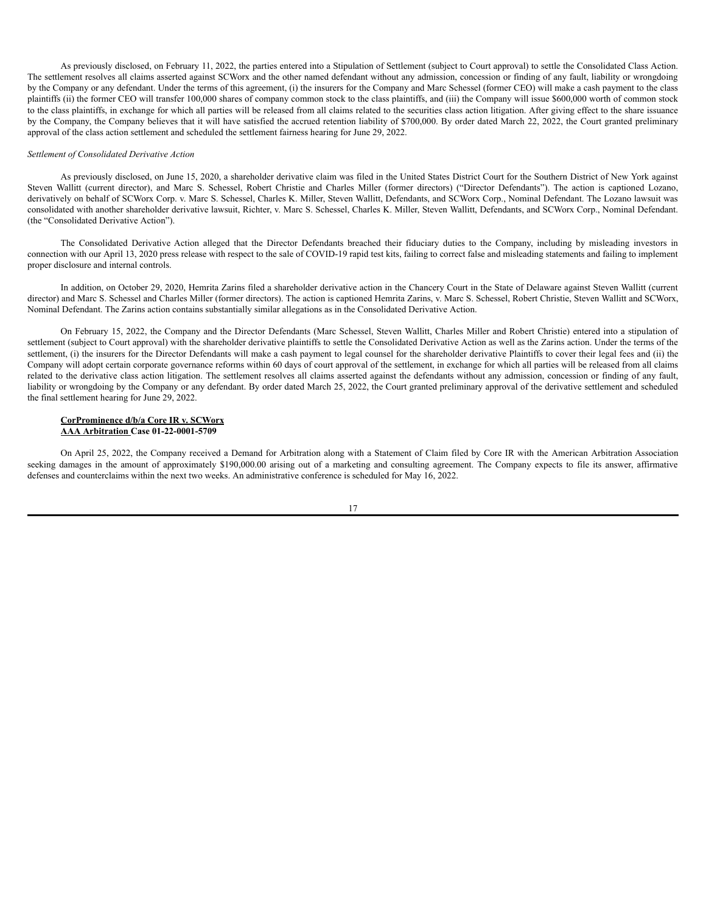As previously disclosed, on February 11, 2022, the parties entered into a Stipulation of Settlement (subject to Court approval) to settle the Consolidated Class Action. The settlement resolves all claims asserted against SCWorx and the other named defendant without any admission, concession or finding of any fault, liability or wrongdoing by the Company or any defendant. Under the terms of this agreement, (i) the insurers for the Company and Marc Schessel (former CEO) will make a cash payment to the class plaintiffs (ii) the former CEO will transfer 100,000 shares of company common stock to the class plaintiffs, and (iii) the Company will issue $600,000 worth of common stock to the class plaintiffs, in exchange for which all parties will be released from all claims related to the securities class action litigation. After giving effect to the share issuance by the Company, the Company believes that it will have satisfied the accrued retention liability of $700,000. By order dated March 22, 2022, the Court granted preliminary approval of the class action settlement and scheduled the settlement fairness hearing for June 29, 2022.

*Settlement of Consolidated Derivative Action*

As previously disclosed, on June 15, 2020, a shareholder derivative claim was filed in the United States District Court for the Southern District of New York against Steven Wallitt (current director), and Marc S. Schessel, Robert Christie and Charles Miller (former directors) ("Director Defendants"). The action is captioned Lozano, derivatively on behalf of SCWorx Corp. v. Marc S. Schessel, Charles K. Miller, Steven Wallitt, Defendants, and SCWorx Corp., Nominal Defendant. The Lozano lawsuit was consolidated with another shareholder derivative lawsuit, Richter, v. Marc S. Schessel, Charles K. Miller, Steven Wallitt, Defendants, and SCWorx Corp., Nominal Defendant. (the "Consolidated Derivative Action").

The Consolidated Derivative Action alleged that the Director Defendants breached their fiduciary duties to the Company, including by misleading investors in connection with our April 13, 2020 press release with respect to the sale of COVID-19 rapid test kits, failing to correct false and misleading statements and failing to implement proper disclosure and internal controls.

In addition, on October 29, 2020, Hemrita Zarins filed a shareholder derivative action in the Chancery Court in the State of Delaware against Steven Wallitt (current director) and Marc S. Schessel and Charles Miller (former directors). The action is captioned Hemrita Zarins, v. Marc S. Schessel, Robert Christie, Steven Wallitt and SCWorx, Nominal Defendant. The Zarins action contains substantially similar allegations as in the Consolidated Derivative Action.

On February 15, 2022, the Company and the Director Defendants (Marc Schessel, Steven Wallitt, Charles Miller and Robert Christie) entered into a stipulation of settlement (subject to Court approval) with the shareholder derivative plaintiffs to settle the Consolidated Derivative Action as well as the Zarins action. Under the terms of the settlement, (i) the insurers for the Director Defendants will make a cash payment to legal counsel for the shareholder derivative Plaintiffs to cover their legal fees and (ii) the Company will adopt certain corporate governance reforms within 60 days of court approval of the settlement, in exchange for which all parties will be released from all claims related to the derivative class action litigation. The settlement resolves all claims asserted against the defendants without any admission, concession or finding of any fault, liability or wrongdoing by the Company or any defendant. By order dated March 25, 2022, the Court granted preliminary approval of the derivative settlement and scheduled the final settlement hearing for June 29, 2022.

**CorProminence d/b/a Core IR v. SCWorx**
**AAA Arbitration Case 01-22-0001-5709**

On April 25, 2022, the Company received a Demand for Arbitration along with a Statement of Claim filed by Core IR with the American Arbitration Association seeking damages in the amount of approximately $190,000.00 arising out of a marketing and consulting agreement. The Company expects to file its answer, affirmative defenses and counterclaims within the next two weeks. An administrative conference is scheduled for May 16, 2022.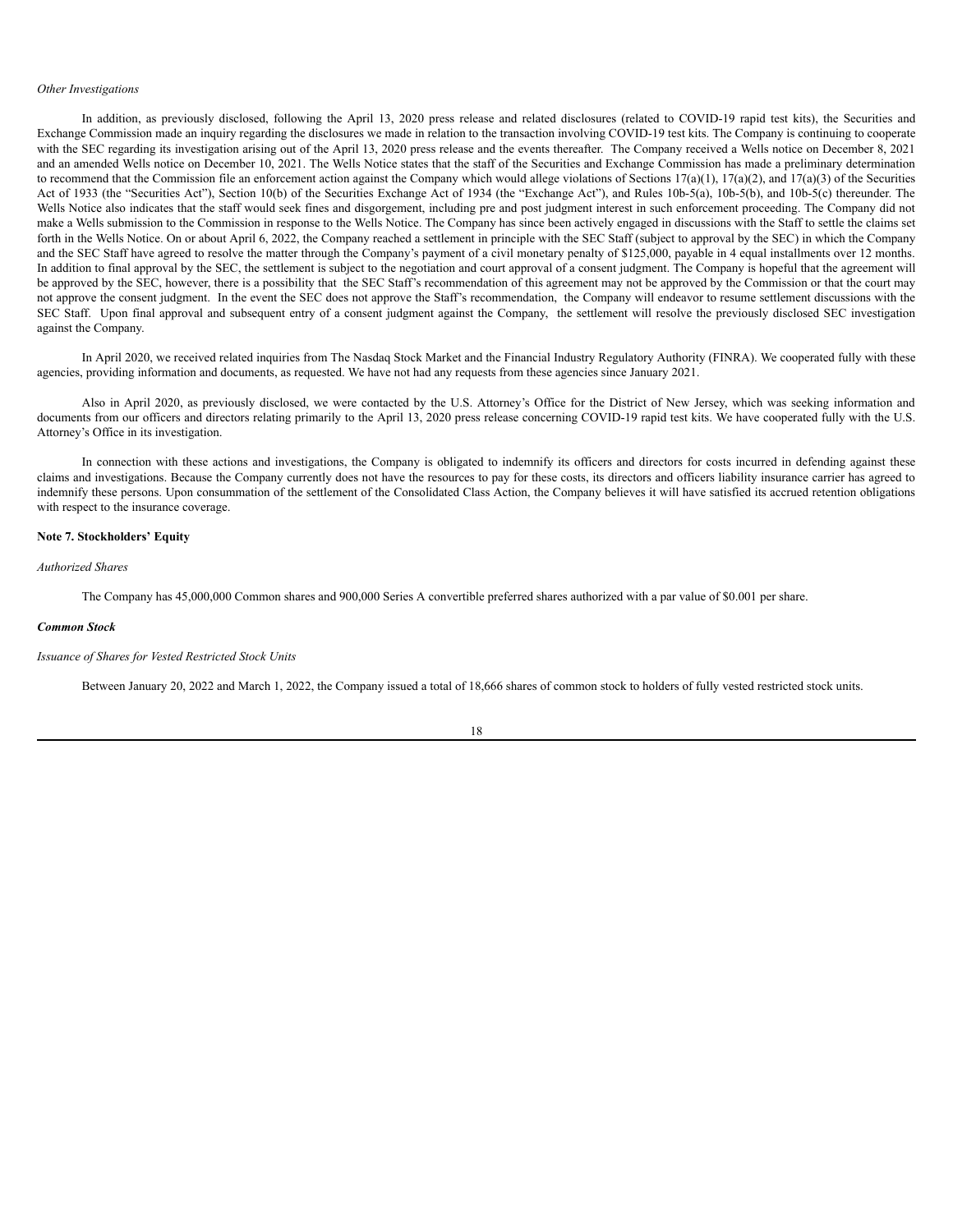*Other Investigations*

In addition, as previously disclosed, following the April 13, 2020 press release and related disclosures (related to COVID-19 rapid test kits), the Securities and Exchange Commission made an inquiry regarding the disclosures we made in relation to the transaction involving COVID-19 test kits. The Company is continuing to cooperate with the SEC regarding its investigation arising out of the April 13, 2020 press release and the events thereafter. The Company received a Wells notice on December 8, 2021 and an amended Wells notice on December 10, 2021. The Wells Notice states that the staff of the Securities and Exchange Commission has made a preliminary determination to recommend that the Commission file an enforcement action against the Company which would allege violations of Sections 17(a)(1), 17(a)(2), and 17(a)(3) of the Securities Act of 1933 (the "Securities Act"), Section 10(b) of the Securities Exchange Act of 1934 (the "Exchange Act"), and Rules 10b-5(a), 10b-5(b), and 10b-5(c) thereunder. The Wells Notice also indicates that the staff would seek fines and disgorgement, including pre and post judgment interest in such enforcement proceeding. The Company did not make a Wells submission to the Commission in response to the Wells Notice. The Company has since been actively engaged in discussions with the Staff to settle the claims set forth in the Wells Notice. On or about April 6, 2022, the Company reached a settlement in principle with the SEC Staff (subject to approval by the SEC) in which the Company and the SEC Staff have agreed to resolve the matter through the Company's payment of a civil monetary penalty of $125,000, payable in 4 equal installments over 12 months. In addition to final approval by the SEC, the settlement is subject to the negotiation and court approval of a consent judgment. The Company is hopeful that the agreement will be approved by the SEC, however, there is a possibility that the SEC Staff's recommendation of this agreement may not be approved by the Commission or that the court may not approve the consent judgment. In the event the SEC does not approve the Staff's recommendation, the Company will endeavor to resume settlement discussions with the SEC Staff. Upon final approval and subsequent entry of a consent judgment against the Company, the settlement will resolve the previously disclosed SEC investigation against the Company.

In April 2020, we received related inquiries from The Nasdaq Stock Market and the Financial Industry Regulatory Authority (FINRA). We cooperated fully with these agencies, providing information and documents, as requested. We have not had any requests from these agencies since January 2021.

Also in April 2020, as previously disclosed, we were contacted by the U.S. Attorney's Office for the District of New Jersey, which was seeking information and documents from our officers and directors relating primarily to the April 13, 2020 press release concerning COVID-19 rapid test kits. We have cooperated fully with the U.S. Attorney's Office in its investigation.

In connection with these actions and investigations, the Company is obligated to indemnify its officers and directors for costs incurred in defending against these claims and investigations. Because the Company currently does not have the resources to pay for these costs, its directors and officers liability insurance carrier has agreed to indemnify these persons. Upon consummation of the settlement of the Consolidated Class Action, the Company believes it will have satisfied its accrued retention obligations with respect to the insurance coverage.

**Note 7. Stockholders' Equity**

*Authorized Shares*

The Company has 45,000,000 Common shares and 900,000 Series A convertible preferred shares authorized with a par value of $0.001 per share.

***Common Stock***

*Issuance of Shares for Vested Restricted Stock Units*

Between January 20, 2022 and March 1, 2022, the Company issued a total of 18,666 shares of common stock to holders of fully vested restricted stock units.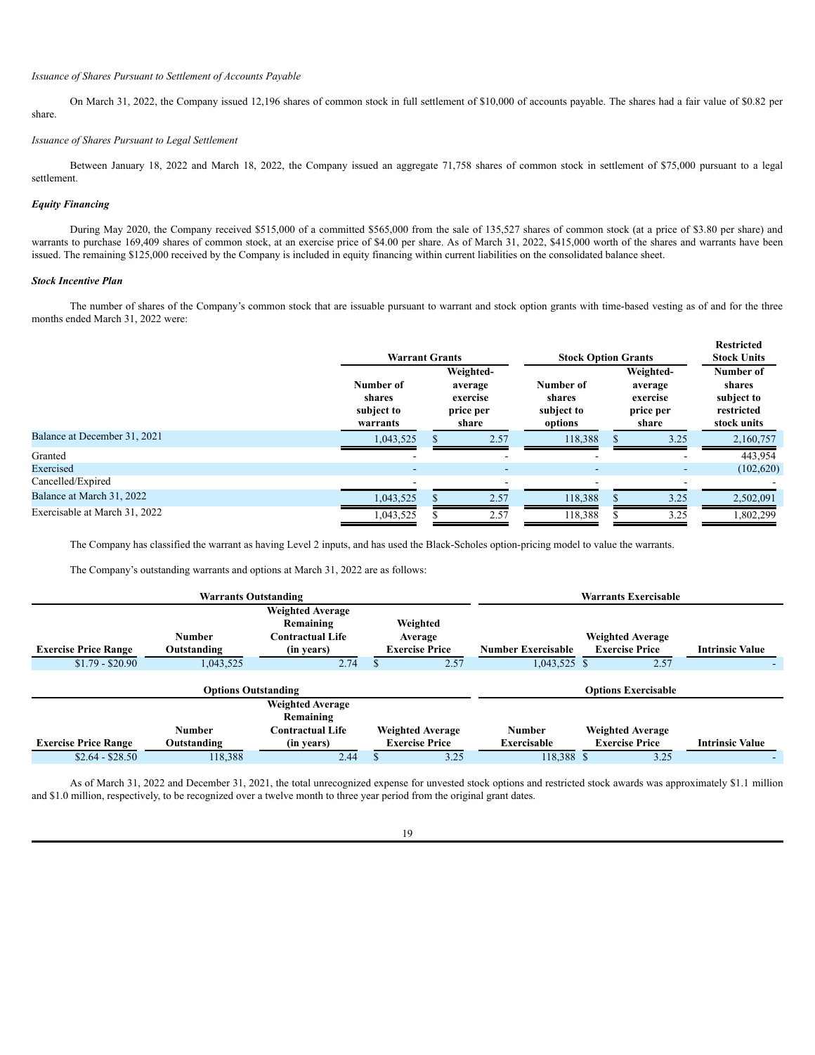*Issuance of Shares Pursuant to Settlement of Accounts Payable*

On March 31, 2022, the Company issued 12,196 shares of common stock in full settlement of $10,000 of accounts payable. The shares had a fair value of $0.82 per share.

*Issuance of Shares Pursuant to Legal Settlement*

Between January 18, 2022 and March 18, 2022, the Company issued an aggregate 71,758 shares of common stock in settlement of $75,000 pursuant to a legal settlement.

***Equity Financing***

During May 2020, the Company received $515,000 of a committed $565,000 from the sale of 135,527 shares of common stock (at a price of $3.80 per share) and warrants to purchase 169,409 shares of common stock, at an exercise price of $4.00 per share. As of March 31, 2022, $415,000 worth of the shares and warrants have been issued. The remaining $125,000 received by the Company is included in equity financing within current liabilities on the consolidated balance sheet.

***Stock Incentive Plan***

The number of shares of the Company's common stock that are issuable pursuant to warrant and stock option grants with time-based vesting as of and for the three months ended March 31, 2022 were:

| | Warrant Grants | | Stock Option Grants | | Restricted Stock Units |
|---|---|---|---|---|---|
| | Number of shares subject to warrants | Weighted-average exercise price per share | Number of shares subject to options | Weighted-average exercise price per share | Number of shares subject to restricted stock units |
| Balance at December 31, 2021 | 1,043,525 | $ 2.57 | 118,388 | $ 3.25 | 2,160,757 |
| Granted | - | - | - | - | 443,954 |
| Exercised | - | - | - | - | (102,620) |
| Cancelled/Expired | - | - | - | - | - |
| Balance at March 31, 2022 | 1,043,525 | $ 2.57 | 118,388 | $ 3.25 | 2,502,091 |
| Exercisable at March 31, 2022 | 1,043,525 | $ 2.57 | 118,388 | $ 3.25 | 1,802,299 |

The Company has classified the warrant as having Level 2 inputs, and has used the Black-Scholes option-pricing model to value the warrants.

The Company's outstanding warrants and options at March 31, 2022 are as follows:

| Warrants Outstanding | | | | Warrants Exercisable | | |
|---|---|---|---|---|---|---|
| Exercise Price Range | Number Outstanding | Weighted Average Remaining Contractual Life (in years) | Weighted Average Exercise Price | Number Exercisable | Weighted Average Exercise Price | Intrinsic Value |
| $1.79 - $20.90 | 1,043,525 | 2.74 | $ 2.57 | 1,043,525 | $ 2.57 | - |

| Options Outstanding | | | | Options Exercisable | | |
|---|---|---|---|---|---|---|
| Exercise Price Range | Number Outstanding | Weighted Average Remaining Contractual Life (in years) | Weighted Average Exercise Price | Number Exercisable | Weighted Average Exercise Price | Intrinsic Value |
| $2.64 - $28.50 | 118,388 | 2.44 | $ 3.25 | 118,388 | $ 3.25 | - |

As of March 31, 2022 and December 31, 2021, the total unrecognized expense for unvested stock options and restricted stock awards was approximately $1.1 million and $1.0 million, respectively, to be recognized over a twelve month to three year period from the original grant dates.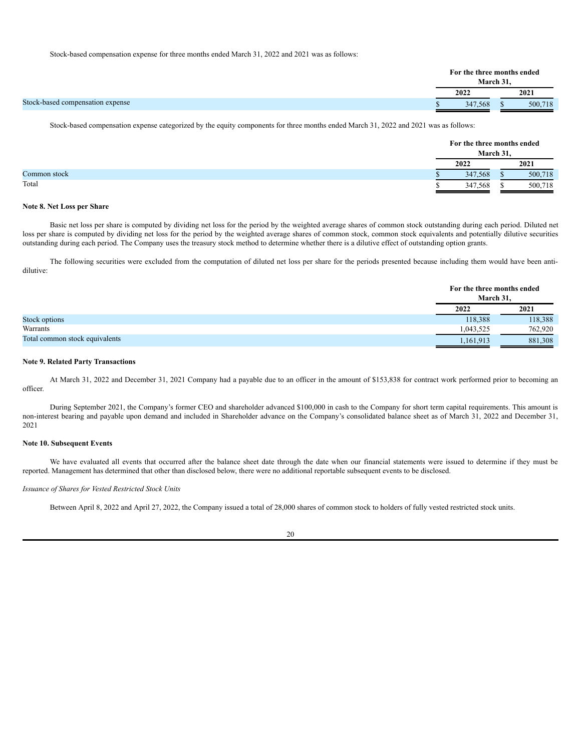Stock-based compensation expense for three months ended March 31, 2022 and 2021 was as follows:

| | For the three months ended March 31, | |
|---|---|---|
| | 2022 | 2021 |
| Stock-based compensation expense | $ 347,568 | $ 500,718 |

Stock-based compensation expense categorized by the equity components for three months ended March 31, 2022 and 2021 was as follows:

| | For the three months ended March 31, | |
|---|---|---|
| | 2022 | 2021 |
| Common stock | $ 347,568 | $ 500,718 |
| Total | $ 347,568 | $ 500,718 |

**Note 8. Net Loss per Share**

Basic net loss per share is computed by dividing net loss for the period by the weighted average shares of common stock outstanding during each period. Diluted net loss per share is computed by dividing net loss for the period by the weighted average shares of common stock, common stock equivalents and potentially dilutive securities outstanding during each period. The Company uses the treasury stock method to determine whether there is a dilutive effect of outstanding option grants.

The following securities were excluded from the computation of diluted net loss per share for the periods presented because including them would have been anti-dilutive:

| | For the three months ended March 31, | |
|---|---|---|
| | 2022 | 2021 |
| Stock options | 118,388 | 118,388 |
| Warrants | 1,043,525 | 762,920 |
| Total common stock equivalents | 1,161,913 | 881,308 |

**Note 9. Related Party Transactions**

At March 31, 2022 and December 31, 2021 Company had a payable due to an officer in the amount of $153,838 for contract work performed prior to becoming an officer.

During September 2021, the Company's former CEO and shareholder advanced $100,000 in cash to the Company for short term capital requirements. This amount is non-interest bearing and payable upon demand and included in Shareholder advance on the Company's consolidated balance sheet as of March 31, 2022 and December 31, 2021

**Note 10. Subsequent Events**

We have evaluated all events that occurred after the balance sheet date through the date when our financial statements were issued to determine if they must be reported. Management has determined that other than disclosed below, there were no additional reportable subsequent events to be disclosed.

*Issuance of Shares for Vested Restricted Stock Units*

Between April 8, 2022 and April 27, 2022, the Company issued a total of 28,000 shares of common stock to holders of fully vested restricted stock units.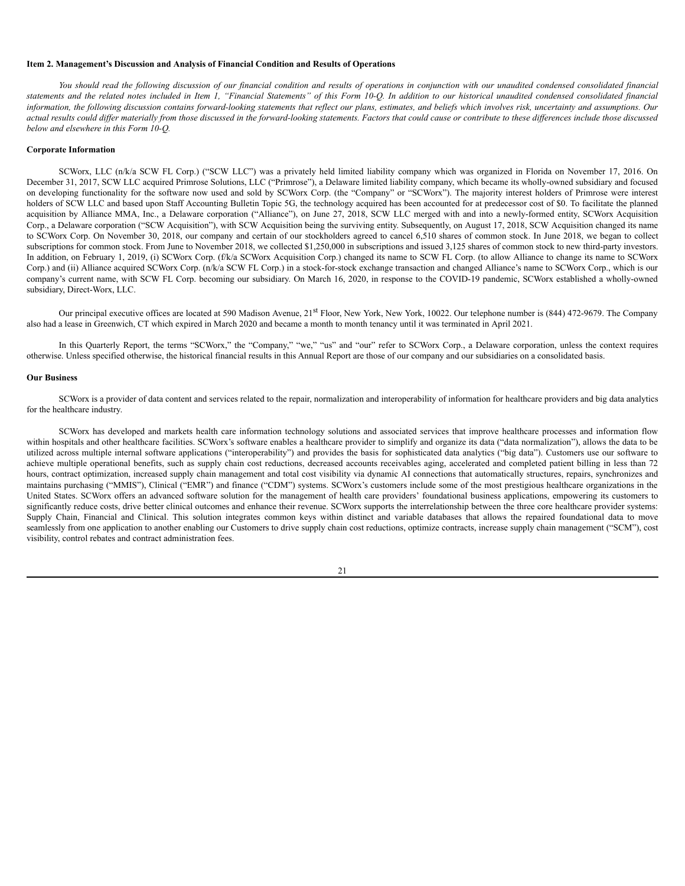**Item 2. Management's Discussion and Analysis of Financial Condition and Results of Operations**

*You should read the following discussion of our financial condition and results of operations in conjunction with our unaudited condensed consolidated financial statements and the related notes included in Item 1, "Financial Statements" of this Form 10-Q. In addition to our historical unaudited condensed consolidated financial information, the following discussion contains forward-looking statements that reflect our plans, estimates, and beliefs which involves risk, uncertainty and assumptions. Our actual results could differ materially from those discussed in the forward-looking statements. Factors that could cause or contribute to these differences include those discussed below and elsewhere in this Form 10-Q.*

**Corporate Information**

SCWorx, LLC (n/k/a SCW FL Corp.) ("SCW LLC") was a privately held limited liability company which was organized in Florida on November 17, 2016. On December 31, 2017, SCW LLC acquired Primrose Solutions, LLC ("Primrose"), a Delaware limited liability company, which became its wholly-owned subsidiary and focused on developing functionality for the software now used and sold by SCWorx Corp. (the "Company" or "SCWorx"). The majority interest holders of Primrose were interest holders of SCW LLC and based upon Staff Accounting Bulletin Topic 5G, the technology acquired has been accounted for at predecessor cost of $0. To facilitate the planned acquisition by Alliance MMA, Inc., a Delaware corporation ("Alliance"), on June 27, 2018, SCW LLC merged with and into a newly-formed entity, SCWorx Acquisition Corp., a Delaware corporation ("SCW Acquisition"), with SCW Acquisition being the surviving entity. Subsequently, on August 17, 2018, SCW Acquisition changed its name to SCWorx Corp. On November 30, 2018, our company and certain of our stockholders agreed to cancel 6,510 shares of common stock. In June 2018, we began to collect subscriptions for common stock. From June to November 2018, we collected $1,250,000 in subscriptions and issued 3,125 shares of common stock to new third-party investors. In addition, on February 1, 2019, (i) SCWorx Corp. (f/k/a SCWorx Acquisition Corp.) changed its name to SCW FL Corp. (to allow Alliance to change its name to SCWorx Corp.) and (ii) Alliance acquired SCWorx Corp. (n/k/a SCW FL Corp.) in a stock-for-stock exchange transaction and changed Alliance's name to SCWorx Corp., which is our company's current name, with SCW FL Corp. becoming our subsidiary. On March 16, 2020, in response to the COVID-19 pandemic, SCWorx established a wholly-owned subsidiary, Direct-Worx, LLC.

Our principal executive offices are located at 590 Madison Avenue, 21st Floor, New York, New York, 10022. Our telephone number is (844) 472-9679. The Company also had a lease in Greenwich, CT which expired in March 2020 and became a month to month tenancy until it was terminated in April 2021.

In this Quarterly Report, the terms "SCWorx," the "Company," "we," "us" and "our" refer to SCWorx Corp., a Delaware corporation, unless the context requires otherwise. Unless specified otherwise, the historical financial results in this Annual Report are those of our company and our subsidiaries on a consolidated basis.

**Our Business**

SCWorx is a provider of data content and services related to the repair, normalization and interoperability of information for healthcare providers and big data analytics for the healthcare industry.

SCWorx has developed and markets health care information technology solutions and associated services that improve healthcare processes and information flow within hospitals and other healthcare facilities. SCWorx's software enables a healthcare provider to simplify and organize its data ("data normalization"), allows the data to be utilized across multiple internal software applications ("interoperability") and provides the basis for sophisticated data analytics ("big data"). Customers use our software to achieve multiple operational benefits, such as supply chain cost reductions, decreased accounts receivables aging, accelerated and completed patient billing in less than 72 hours, contract optimization, increased supply chain management and total cost visibility via dynamic AI connections that automatically structures, repairs, synchronizes and maintains purchasing ("MMIS"), Clinical ("EMR") and finance ("CDM") systems. SCWorx's customers include some of the most prestigious healthcare organizations in the United States. SCWorx offers an advanced software solution for the management of health care providers' foundational business applications, empowering its customers to significantly reduce costs, drive better clinical outcomes and enhance their revenue. SCWorx supports the interrelationship between the three core healthcare provider systems: Supply Chain, Financial and Clinical. This solution integrates common keys within distinct and variable databases that allows the repaired foundational data to move seamlessly from one application to another enabling our Customers to drive supply chain cost reductions, optimize contracts, increase supply chain management ("SCM"), cost visibility, control rebates and contract administration fees.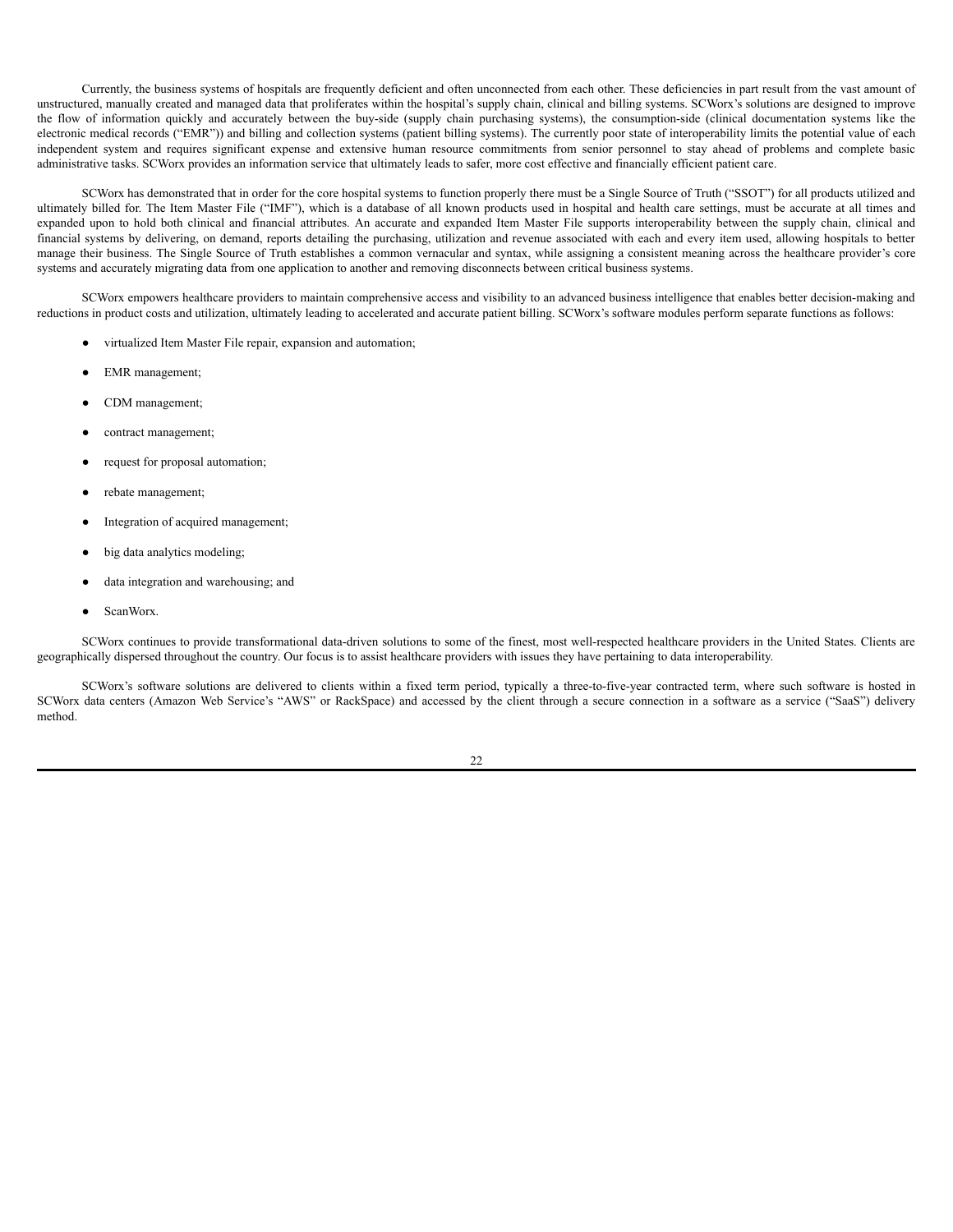Currently, the business systems of hospitals are frequently deficient and often unconnected from each other. These deficiencies in part result from the vast amount of unstructured, manually created and managed data that proliferates within the hospital's supply chain, clinical and billing systems. SCWorx's solutions are designed to improve the flow of information quickly and accurately between the buy-side (supply chain purchasing systems), the consumption-side (clinical documentation systems like the electronic medical records ("EMR")) and billing and collection systems (patient billing systems). The currently poor state of interoperability limits the potential value of each independent system and requires significant expense and extensive human resource commitments from senior personnel to stay ahead of problems and complete basic administrative tasks. SCWorx provides an information service that ultimately leads to safer, more cost effective and financially efficient patient care.

SCWorx has demonstrated that in order for the core hospital systems to function properly there must be a Single Source of Truth ("SSOT") for all products utilized and ultimately billed for. The Item Master File ("IMF"), which is a database of all known products used in hospital and health care settings, must be accurate at all times and expanded upon to hold both clinical and financial attributes. An accurate and expanded Item Master File supports interoperability between the supply chain, clinical and financial systems by delivering, on demand, reports detailing the purchasing, utilization and revenue associated with each and every item used, allowing hospitals to better manage their business. The Single Source of Truth establishes a common vernacular and syntax, while assigning a consistent meaning across the healthcare provider's core systems and accurately migrating data from one application to another and removing disconnects between critical business systems.

SCWorx empowers healthcare providers to maintain comprehensive access and visibility to an advanced business intelligence that enables better decision-making and reductions in product costs and utilization, ultimately leading to accelerated and accurate patient billing. SCWorx's software modules perform separate functions as follows:

- virtualized Item Master File repair, expansion and automation;
- EMR management;
- CDM management;
- contract management;
- request for proposal automation;
- rebate management;
- Integration of acquired management;
- big data analytics modeling;
- data integration and warehousing; and
- ScanWorx.

SCWorx continues to provide transformational data-driven solutions to some of the finest, most well-respected healthcare providers in the United States. Clients are geographically dispersed throughout the country. Our focus is to assist healthcare providers with issues they have pertaining to data interoperability.

SCWorx's software solutions are delivered to clients within a fixed term period, typically a three-to-five-year contracted term, where such software is hosted in SCWorx data centers (Amazon Web Service's "AWS" or RackSpace) and accessed by the client through a secure connection in a software as a service ("SaaS") delivery method.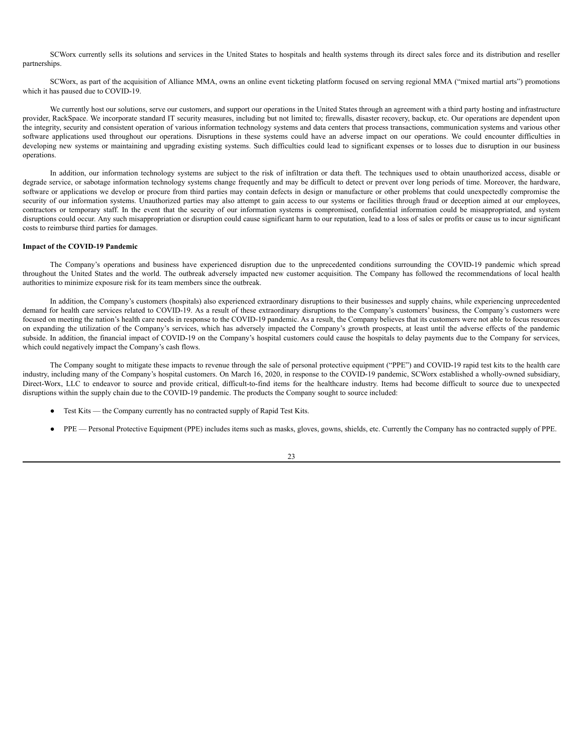SCWorx currently sells its solutions and services in the United States to hospitals and health systems through its direct sales force and its distribution and reseller partnerships.

SCWorx, as part of the acquisition of Alliance MMA, owns an online event ticketing platform focused on serving regional MMA ("mixed martial arts") promotions which it has paused due to COVID-19.

We currently host our solutions, serve our customers, and support our operations in the United States through an agreement with a third party hosting and infrastructure provider, RackSpace. We incorporate standard IT security measures, including but not limited to; firewalls, disaster recovery, backup, etc. Our operations are dependent upon the integrity, security and consistent operation of various information technology systems and data centers that process transactions, communication systems and various other software applications used throughout our operations. Disruptions in these systems could have an adverse impact on our operations. We could encounter difficulties in developing new systems or maintaining and upgrading existing systems. Such difficulties could lead to significant expenses or to losses due to disruption in our business operations.

In addition, our information technology systems are subject to the risk of infiltration or data theft. The techniques used to obtain unauthorized access, disable or degrade service, or sabotage information technology systems change frequently and may be difficult to detect or prevent over long periods of time. Moreover, the hardware, software or applications we develop or procure from third parties may contain defects in design or manufacture or other problems that could unexpectedly compromise the security of our information systems. Unauthorized parties may also attempt to gain access to our systems or facilities through fraud or deception aimed at our employees, contractors or temporary staff. In the event that the security of our information systems is compromised, confidential information could be misappropriated, and system disruptions could occur. Any such misappropriation or disruption could cause significant harm to our reputation, lead to a loss of sales or profits or cause us to incur significant costs to reimburse third parties for damages.

**Impact of the COVID-19 Pandemic**

The Company's operations and business have experienced disruption due to the unprecedented conditions surrounding the COVID-19 pandemic which spread throughout the United States and the world. The outbreak adversely impacted new customer acquisition. The Company has followed the recommendations of local health authorities to minimize exposure risk for its team members since the outbreak.

In addition, the Company's customers (hospitals) also experienced extraordinary disruptions to their businesses and supply chains, while experiencing unprecedented demand for health care services related to COVID-19. As a result of these extraordinary disruptions to the Company's customers' business, the Company's customers were focused on meeting the nation's health care needs in response to the COVID-19 pandemic. As a result, the Company believes that its customers were not able to focus resources on expanding the utilization of the Company's services, which has adversely impacted the Company's growth prospects, at least until the adverse effects of the pandemic subside. In addition, the financial impact of COVID-19 on the Company's hospital customers could cause the hospitals to delay payments due to the Company for services, which could negatively impact the Company's cash flows.

The Company sought to mitigate these impacts to revenue through the sale of personal protective equipment ("PPE") and COVID-19 rapid test kits to the health care industry, including many of the Company's hospital customers. On March 16, 2020, in response to the COVID-19 pandemic, SCWorx established a wholly-owned subsidiary, Direct-Worx, LLC to endeavor to source and provide critical, difficult-to-find items for the healthcare industry. Items had become difficult to source due to unexpected disruptions within the supply chain due to the COVID-19 pandemic. The products the Company sought to source included:

- Test Kits — the Company currently has no contracted supply of Rapid Test Kits.
- PPE — Personal Protective Equipment (PPE) includes items such as masks, gloves, gowns, shields, etc. Currently the Company has no contracted supply of PPE.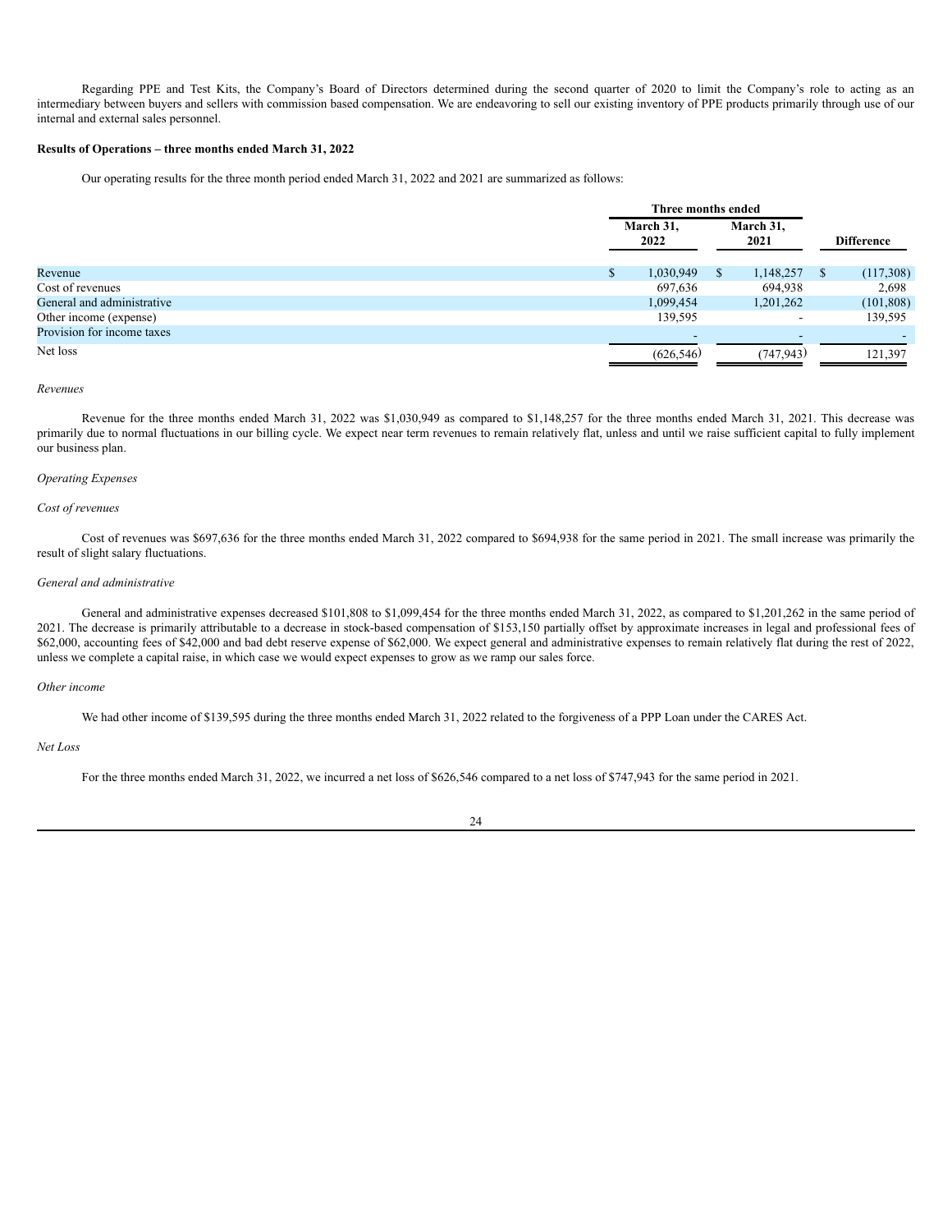Regarding PPE and Test Kits, the Company's Board of Directors determined during the second quarter of 2020 to limit the Company's role to acting as an intermediary between buyers and sellers with commission based compensation. We are endeavoring to sell our existing inventory of PPE products primarily through use of our internal and external sales personnel.

**Results of Operations – three months ended March 31, 2022**

Our operating results for the three month period ended March 31, 2022 and 2021 are summarized as follows:

| | Three months ended | | |
|---|---|---|---|
| | March 31, 2022 | March 31, 2021 | Difference |
| Revenue | $ 1,030,949 | $ 1,148,257 | $ (117,308) |
| Cost of revenues | 697,636 | 694,938 | 2,698 |
| General and administrative | 1,099,454 | 1,201,262 | (101,808) |
| Other income (expense) | 139,595 | - | 139,595 |
| Provision for income taxes | - | - | - |
| Net loss | (626,546) | (747,943) | 121,397 |

*Revenues*

Revenue for the three months ended March 31, 2022 was $1,030,949 as compared to $1,148,257 for the three months ended March 31, 2021. This decrease was primarily due to normal fluctuations in our billing cycle. We expect near term revenues to remain relatively flat, unless and until we raise sufficient capital to fully implement our business plan.

*Operating Expenses*

*Cost of revenues*

Cost of revenues was $697,636 for the three months ended March 31, 2022 compared to $694,938 for the same period in 2021. The small increase was primarily the result of slight salary fluctuations.

*General and administrative*

General and administrative expenses decreased $101,808 to $1,099,454 for the three months ended March 31, 2022, as compared to $1,201,262 in the same period of 2021. The decrease is primarily attributable to a decrease in stock-based compensation of $153,150 partially offset by approximate increases in legal and professional fees of $62,000, accounting fees of $42,000 and bad debt reserve expense of $62,000. We expect general and administrative expenses to remain relatively flat during the rest of 2022, unless we complete a capital raise, in which case we would expect expenses to grow as we ramp our sales force.

*Other income*

We had other income of $139,595 during the three months ended March 31, 2022 related to the forgiveness of a PPP Loan under the CARES Act.

*Net Loss*

For the three months ended March 31, 2022, we incurred a net loss of $626,546 compared to a net loss of $747,943 for the same period in 2021.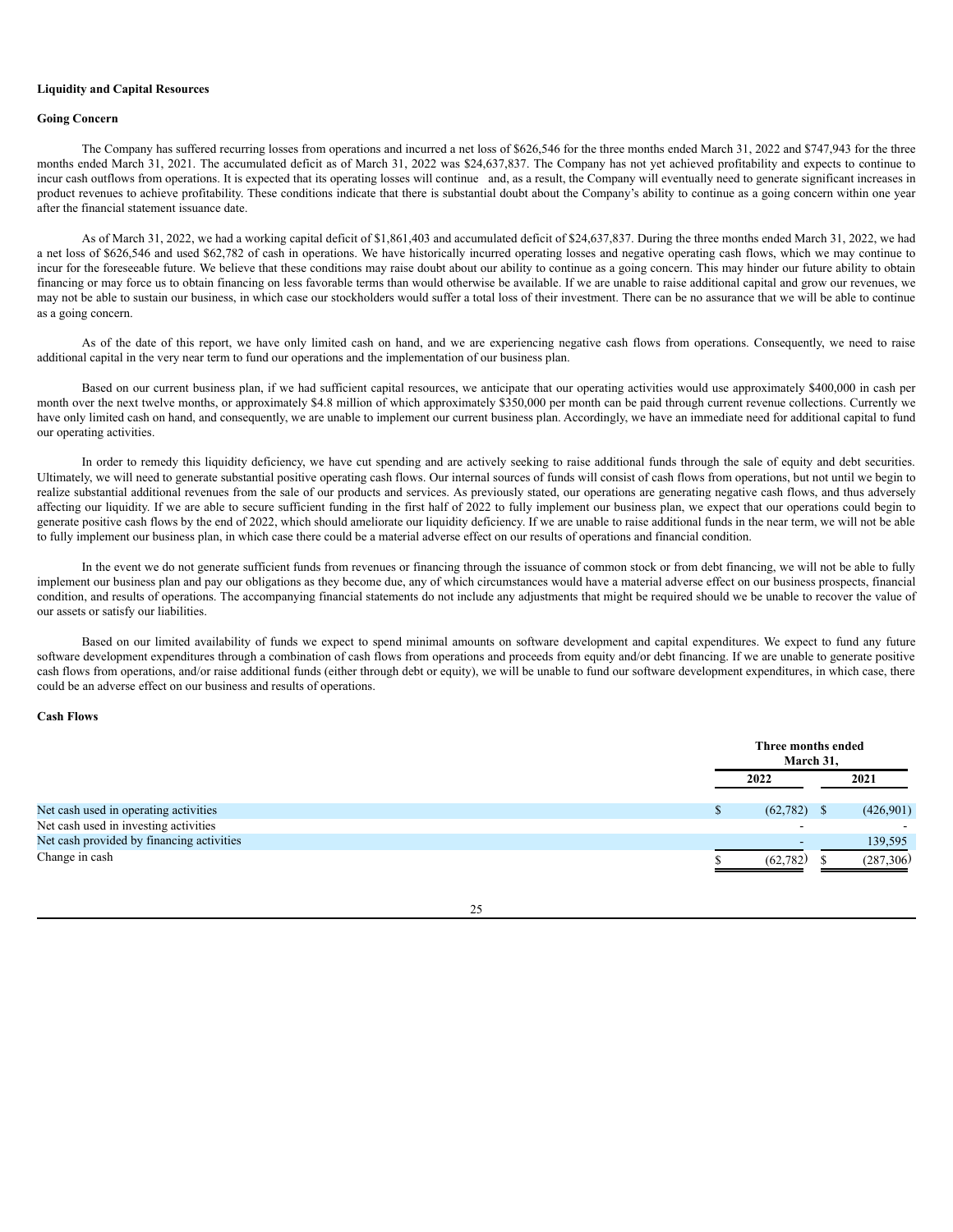**Liquidity and Capital Resources**

**Going Concern**

The Company has suffered recurring losses from operations and incurred a net loss of $626,546 for the three months ended March 31, 2022 and $747,943 for the three months ended March 31, 2021. The accumulated deficit as of March 31, 2022 was $24,637,837. The Company has not yet achieved profitability and expects to continue to incur cash outflows from operations. It is expected that its operating losses will continue and, as a result, the Company will eventually need to generate significant increases in product revenues to achieve profitability. These conditions indicate that there is substantial doubt about the Company's ability to continue as a going concern within one year after the financial statement issuance date.

As of March 31, 2022, we had a working capital deficit of $1,861,403 and accumulated deficit of $24,637,837. During the three months ended March 31, 2022, we had a net loss of $626,546 and used $62,782 of cash in operations. We have historically incurred operating losses and negative operating cash flows, which we may continue to incur for the foreseeable future. We believe that these conditions may raise doubt about our ability to continue as a going concern. This may hinder our future ability to obtain financing or may force us to obtain financing on less favorable terms than would otherwise be available. If we are unable to raise additional capital and grow our revenues, we may not be able to sustain our business, in which case our stockholders would suffer a total loss of their investment. There can be no assurance that we will be able to continue as a going concern.

As of the date of this report, we have only limited cash on hand, and we are experiencing negative cash flows from operations. Consequently, we need to raise additional capital in the very near term to fund our operations and the implementation of our business plan.

Based on our current business plan, if we had sufficient capital resources, we anticipate that our operating activities would use approximately $400,000 in cash per month over the next twelve months, or approximately $4.8 million of which approximately $350,000 per month can be paid through current revenue collections. Currently we have only limited cash on hand, and consequently, we are unable to implement our current business plan. Accordingly, we have an immediate need for additional capital to fund our operating activities.

In order to remedy this liquidity deficiency, we have cut spending and are actively seeking to raise additional funds through the sale of equity and debt securities. Ultimately, we will need to generate substantial positive operating cash flows. Our internal sources of funds will consist of cash flows from operations, but not until we begin to realize substantial additional revenues from the sale of our products and services. As previously stated, our operations are generating negative cash flows, and thus adversely affecting our liquidity. If we are able to secure sufficient funding in the first half of 2022 to fully implement our business plan, we expect that our operations could begin to generate positive cash flows by the end of 2022, which should ameliorate our liquidity deficiency. If we are unable to raise additional funds in the near term, we will not be able to fully implement our business plan, in which case there could be a material adverse effect on our results of operations and financial condition.

In the event we do not generate sufficient funds from revenues or financing through the issuance of common stock or from debt financing, we will not be able to fully implement our business plan and pay our obligations as they become due, any of which circumstances would have a material adverse effect on our business prospects, financial condition, and results of operations. The accompanying financial statements do not include any adjustments that might be required should we be unable to recover the value of our assets or satisfy our liabilities.

Based on our limited availability of funds we expect to spend minimal amounts on software development and capital expenditures. We expect to fund any future software development expenditures through a combination of cash flows from operations and proceeds from equity and/or debt financing. If we are unable to generate positive cash flows from operations, and/or raise additional funds (either through debt or equity), we will be unable to fund our software development expenditures, in which case, there could be an adverse effect on our business and results of operations.

**Cash Flows**

| | Three months ended March 31, | |
|---|---|---|
| | 2022 | 2021 |
| Net cash used in operating activities | $ (62,782) | $ (426,901) |
| Net cash used in investing activities | - | - |
| Net cash provided by financing activities | - | 139,595 |
| Change in cash | $ (62,782) | $ (287,306) |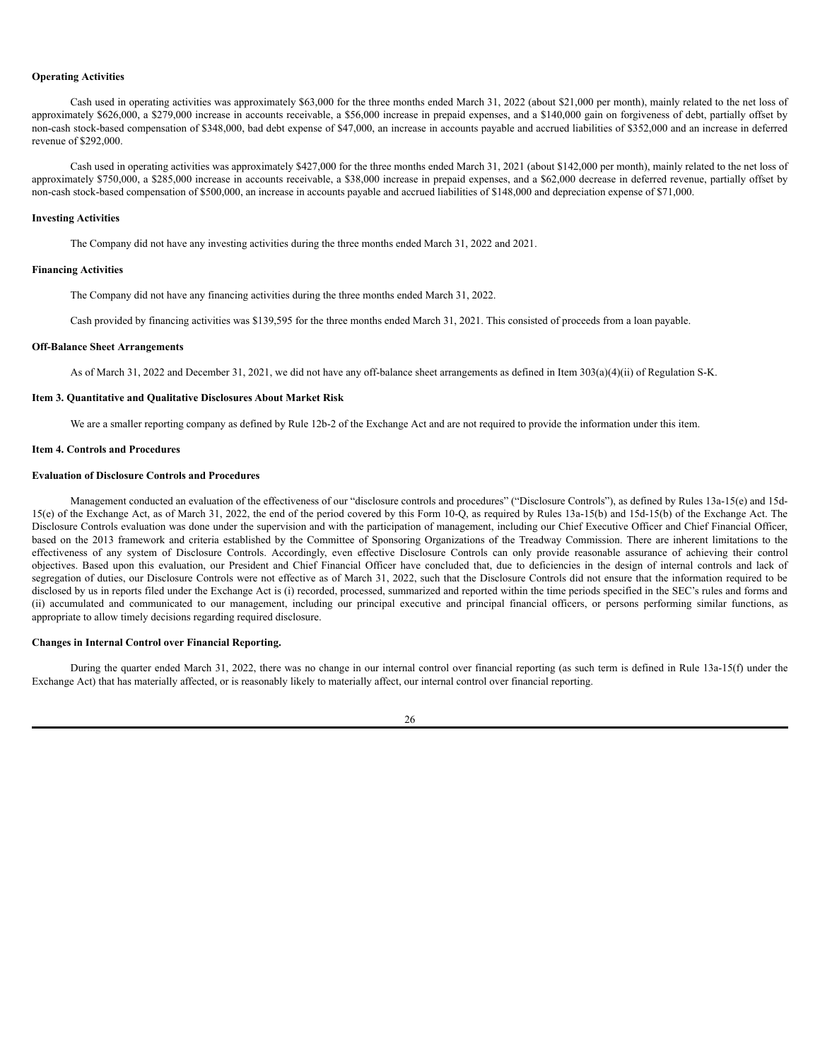**Operating Activities**

Cash used in operating activities was approximately $63,000 for the three months ended March 31, 2022 (about $21,000 per month), mainly related to the net loss of approximately $626,000, a $279,000 increase in accounts receivable, a $56,000 increase in prepaid expenses, and a $140,000 gain on forgiveness of debt, partially offset by non-cash stock-based compensation of $348,000, bad debt expense of $47,000, an increase in accounts payable and accrued liabilities of $352,000 and an increase in deferred revenue of $292,000.

Cash used in operating activities was approximately $427,000 for the three months ended March 31, 2021 (about $142,000 per month), mainly related to the net loss of approximately $750,000, a $285,000 increase in accounts receivable, a $38,000 increase in prepaid expenses, and a $62,000 decrease in deferred revenue, partially offset by non-cash stock-based compensation of $500,000, an increase in accounts payable and accrued liabilities of $148,000 and depreciation expense of $71,000.

**Investing Activities**

The Company did not have any investing activities during the three months ended March 31, 2022 and 2021.

**Financing Activities**

The Company did not have any financing activities during the three months ended March 31, 2022.

Cash provided by financing activities was $139,595 for the three months ended March 31, 2021. This consisted of proceeds from a loan payable.

**Off-Balance Sheet Arrangements**

As of March 31, 2022 and December 31, 2021, we did not have any off-balance sheet arrangements as defined in Item 303(a)(4)(ii) of Regulation S-K.

**Item 3. Quantitative and Qualitative Disclosures About Market Risk**

We are a smaller reporting company as defined by Rule 12b-2 of the Exchange Act and are not required to provide the information under this item.

**Item 4. Controls and Procedures**

**Evaluation of Disclosure Controls and Procedures**

Management conducted an evaluation of the effectiveness of our "disclosure controls and procedures" ("Disclosure Controls"), as defined by Rules 13a-15(e) and 15d-15(e) of the Exchange Act, as of March 31, 2022, the end of the period covered by this Form 10-Q, as required by Rules 13a-15(b) and 15d-15(b) of the Exchange Act. The Disclosure Controls evaluation was done under the supervision and with the participation of management, including our Chief Executive Officer and Chief Financial Officer, based on the 2013 framework and criteria established by the Committee of Sponsoring Organizations of the Treadway Commission. There are inherent limitations to the effectiveness of any system of Disclosure Controls. Accordingly, even effective Disclosure Controls can only provide reasonable assurance of achieving their control objectives. Based upon this evaluation, our President and Chief Financial Officer have concluded that, due to deficiencies in the design of internal controls and lack of segregation of duties, our Disclosure Controls were not effective as of March 31, 2022, such that the Disclosure Controls did not ensure that the information required to be disclosed by us in reports filed under the Exchange Act is (i) recorded, processed, summarized and reported within the time periods specified in the SEC's rules and forms and (ii) accumulated and communicated to our management, including our principal executive and principal financial officers, or persons performing similar functions, as appropriate to allow timely decisions regarding required disclosure.

**Changes in Internal Control over Financial Reporting.**

During the quarter ended March 31, 2022, there was no change in our internal control over financial reporting (as such term is defined in Rule 13a-15(f) under the Exchange Act) that has materially affected, or is reasonably likely to materially affect, our internal control over financial reporting.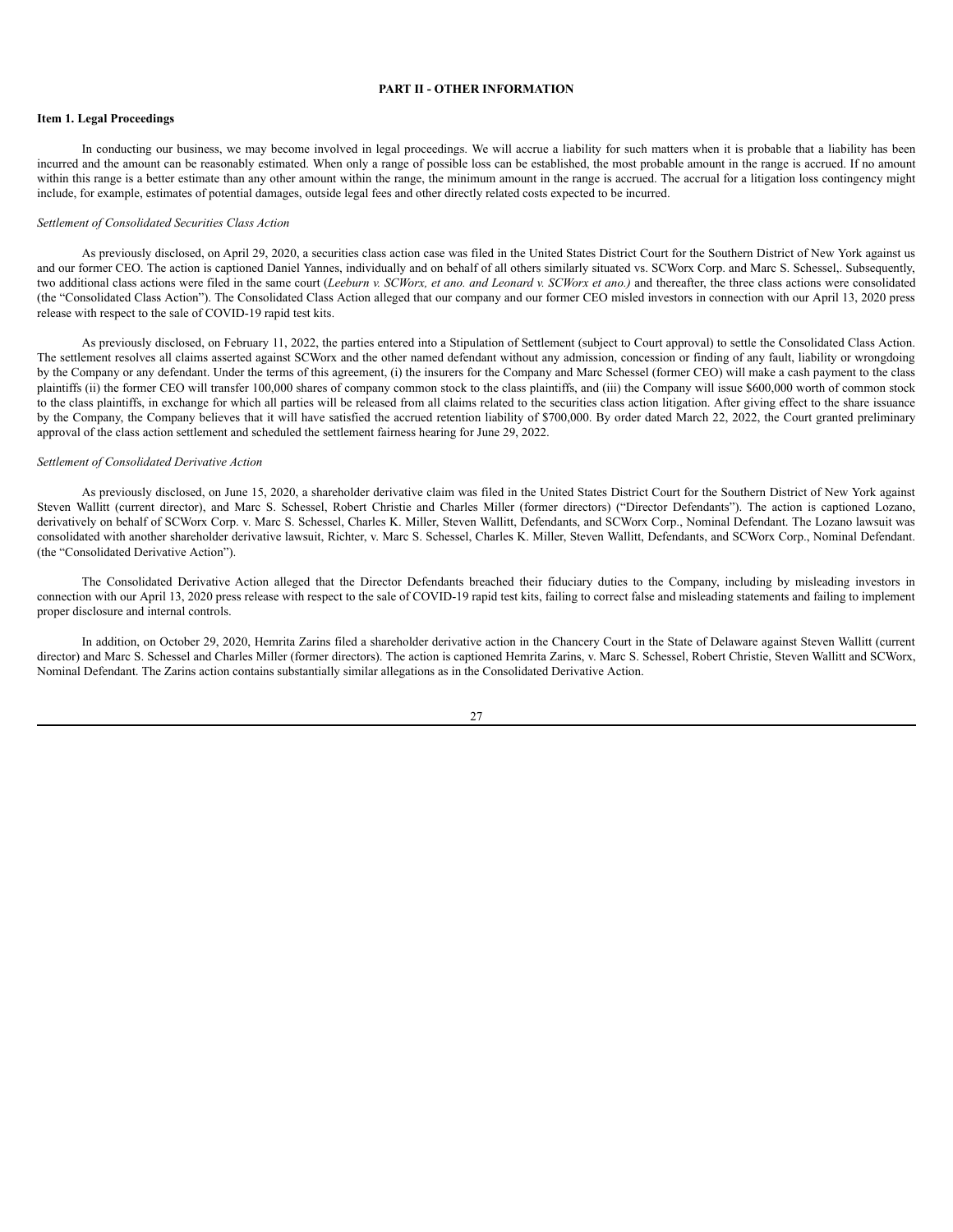## PART II - OTHER INFORMATION

### Item 1. Legal Proceedings

In conducting our business, we may become involved in legal proceedings. We will accrue a liability for such matters when it is probable that a liability has been incurred and the amount can be reasonably estimated. When only a range of possible loss can be established, the most probable amount in the range is accrued. If no amount within this range is a better estimate than any other amount within the range, the minimum amount in the range is accrued. The accrual for a litigation loss contingency might include, for example, estimates of potential damages, outside legal fees and other directly related costs expected to be incurred.

*Settlement of Consolidated Securities Class Action*

As previously disclosed, on April 29, 2020, a securities class action case was filed in the United States District Court for the Southern District of New York against us and our former CEO. The action is captioned Daniel Yannes, individually and on behalf of all others similarly situated vs. SCWorx Corp. and Marc S. Schessel,. Subsequently, two additional class actions were filed in the same court (*Leeburn v. SCWorx, et ano. and Leonard v. SCWorx et ano.)* and thereafter, the three class actions were consolidated (the "Consolidated Class Action"). The Consolidated Class Action alleged that our company and our former CEO misled investors in connection with our April 13, 2020 press release with respect to the sale of COVID-19 rapid test kits.

As previously disclosed, on February 11, 2022, the parties entered into a Stipulation of Settlement (subject to Court approval) to settle the Consolidated Class Action. The settlement resolves all claims asserted against SCWorx and the other named defendant without any admission, concession or finding of any fault, liability or wrongdoing by the Company or any defendant. Under the terms of this agreement, (i) the insurers for the Company and Marc Schessel (former CEO) will make a cash payment to the class plaintiffs (ii) the former CEO will transfer 100,000 shares of company common stock to the class plaintiffs, and (iii) the Company will issue $600,000 worth of common stock to the class plaintiffs, in exchange for which all parties will be released from all claims related to the securities class action litigation. After giving effect to the share issuance by the Company, the Company believes that it will have satisfied the accrued retention liability of $700,000. By order dated March 22, 2022, the Court granted preliminary approval of the class action settlement and scheduled the settlement fairness hearing for June 29, 2022.

*Settlement of Consolidated Derivative Action*

As previously disclosed, on June 15, 2020, a shareholder derivative claim was filed in the United States District Court for the Southern District of New York against Steven Wallitt (current director), and Marc S. Schessel, Robert Christie and Charles Miller (former directors) ("Director Defendants"). The action is captioned Lozano, derivatively on behalf of SCWorx Corp. v. Marc S. Schessel, Charles K. Miller, Steven Wallitt, Defendants, and SCWorx Corp., Nominal Defendant. The Lozano lawsuit was consolidated with another shareholder derivative lawsuit, Richter, v. Marc S. Schessel, Charles K. Miller, Steven Wallitt, Defendants, and SCWorx Corp., Nominal Defendant. (the "Consolidated Derivative Action").

The Consolidated Derivative Action alleged that the Director Defendants breached their fiduciary duties to the Company, including by misleading investors in connection with our April 13, 2020 press release with respect to the sale of COVID-19 rapid test kits, failing to correct false and misleading statements and failing to implement proper disclosure and internal controls.

In addition, on October 29, 2020, Hemrita Zarins filed a shareholder derivative action in the Chancery Court in the State of Delaware against Steven Wallitt (current director) and Marc S. Schessel and Charles Miller (former directors). The action is captioned Hemrita Zarins, v. Marc S. Schessel, Robert Christie, Steven Wallitt and SCWorx, Nominal Defendant. The Zarins action contains substantially similar allegations as in the Consolidated Derivative Action.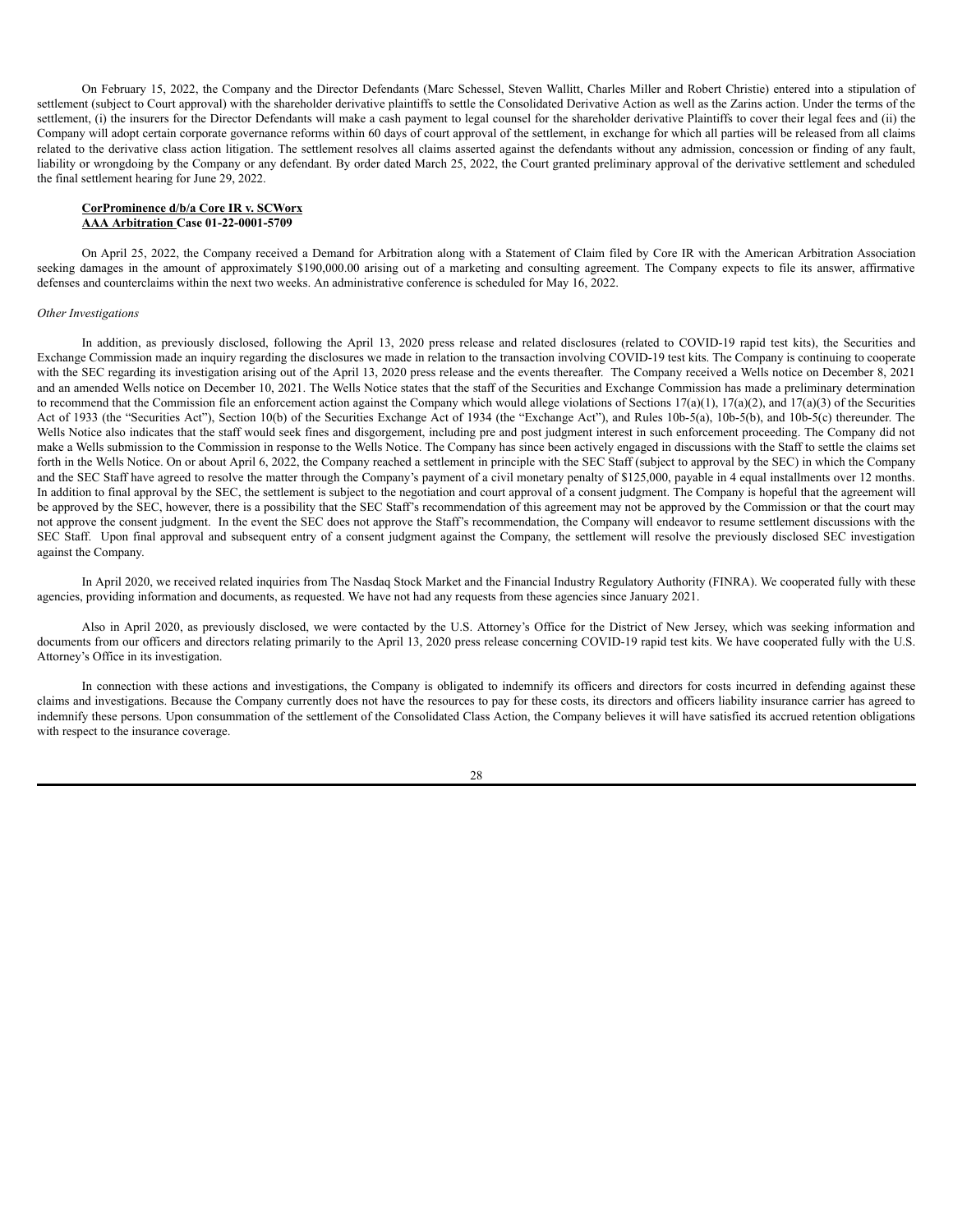On February 15, 2022, the Company and the Director Defendants (Marc Schessel, Steven Wallitt, Charles Miller and Robert Christie) entered into a stipulation of settlement (subject to Court approval) with the shareholder derivative plaintiffs to settle the Consolidated Derivative Action as well as the Zarins action. Under the terms of the settlement, (i) the insurers for the Director Defendants will make a cash payment to legal counsel for the shareholder derivative Plaintiffs to cover their legal fees and (ii) the Company will adopt certain corporate governance reforms within 60 days of court approval of the settlement, in exchange for which all parties will be released from all claims related to the derivative class action litigation. The settlement resolves all claims asserted against the defendants without any admission, concession or finding of any fault, liability or wrongdoing by the Company or any defendant. By order dated March 25, 2022, the Court granted preliminary approval of the derivative settlement and scheduled the final settlement hearing for June 29, 2022.

**CorProminence d/b/a Core IR v. SCWorx**
**AAA Arbitration Case 01-22-0001-5709**

On April 25, 2022, the Company received a Demand for Arbitration along with a Statement of Claim filed by Core IR with the American Arbitration Association seeking damages in the amount of approximately $190,000.00 arising out of a marketing and consulting agreement. The Company expects to file its answer, affirmative defenses and counterclaims within the next two weeks. An administrative conference is scheduled for May 16, 2022.

*Other Investigations*

In addition, as previously disclosed, following the April 13, 2020 press release and related disclosures (related to COVID-19 rapid test kits), the Securities and Exchange Commission made an inquiry regarding the disclosures we made in relation to the transaction involving COVID-19 test kits. The Company is continuing to cooperate with the SEC regarding its investigation arising out of the April 13, 2020 press release and the events thereafter. The Company received a Wells notice on December 8, 2021 and an amended Wells notice on December 10, 2021. The Wells Notice states that the staff of the Securities and Exchange Commission has made a preliminary determination to recommend that the Commission file an enforcement action against the Company which would allege violations of Sections 17(a)(1), 17(a)(2), and 17(a)(3) of the Securities Act of 1933 (the "Securities Act"), Section 10(b) of the Securities Exchange Act of 1934 (the "Exchange Act"), and Rules 10b-5(a), 10b-5(b), and 10b-5(c) thereunder. The Wells Notice also indicates that the staff would seek fines and disgorgement, including pre and post judgment interest in such enforcement proceeding. The Company did not make a Wells submission to the Commission in response to the Wells Notice. The Company has since been actively engaged in discussions with the Staff to settle the claims set forth in the Wells Notice. On or about April 6, 2022, the Company reached a settlement in principle with the SEC Staff (subject to approval by the SEC) in which the Company and the SEC Staff have agreed to resolve the matter through the Company's payment of a civil monetary penalty of $125,000, payable in 4 equal installments over 12 months. In addition to final approval by the SEC, the settlement is subject to the negotiation and court approval of a consent judgment. The Company is hopeful that the agreement will be approved by the SEC, however, there is a possibility that the SEC Staff's recommendation of this agreement may not be approved by the Commission or that the court may not approve the consent judgment. In the event the SEC does not approve the Staff's recommendation, the Company will endeavor to resume settlement discussions with the SEC Staff. Upon final approval and subsequent entry of a consent judgment against the Company, the settlement will resolve the previously disclosed SEC investigation against the Company.

In April 2020, we received related inquiries from The Nasdaq Stock Market and the Financial Industry Regulatory Authority (FINRA). We cooperated fully with these agencies, providing information and documents, as requested. We have not had any requests from these agencies since January 2021.

Also in April 2020, as previously disclosed, we were contacted by the U.S. Attorney's Office for the District of New Jersey, which was seeking information and documents from our officers and directors relating primarily to the April 13, 2020 press release concerning COVID-19 rapid test kits. We have cooperated fully with the U.S. Attorney's Office in its investigation.

In connection with these actions and investigations, the Company is obligated to indemnify its officers and directors for costs incurred in defending against these claims and investigations. Because the Company currently does not have the resources to pay for these costs, its directors and officers liability insurance carrier has agreed to indemnify these persons. Upon consummation of the settlement of the Consolidated Class Action, the Company believes it will have satisfied its accrued retention obligations with respect to the insurance coverage.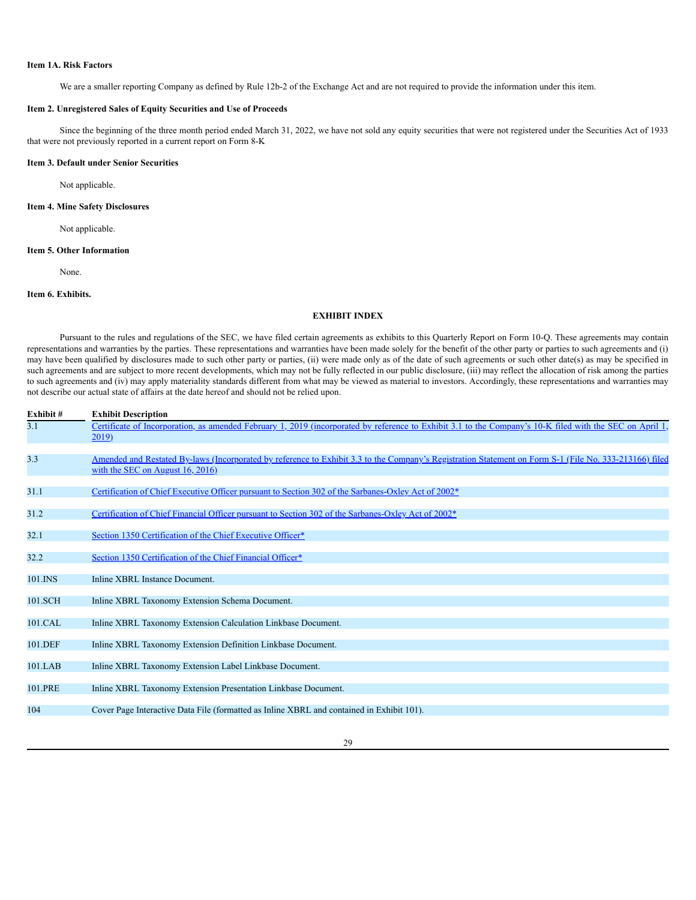### Item 1A. Risk Factors

We are a smaller reporting Company as defined by Rule 12b-2 of the Exchange Act and are not required to provide the information under this item.

### Item 2. Unregistered Sales of Equity Securities and Use of Proceeds

Since the beginning of the three month period ended March 31, 2022, we have not sold any equity securities that were not registered under the Securities Act of 1933 that were not previously reported in a current report on Form 8-K

### Item 3. Default under Senior Securities

Not applicable.

### Item 4. Mine Safety Disclosures

Not applicable.

### Item 5. Other Information

None.

### Item 6. Exhibits.

## EXHIBIT INDEX

Pursuant to the rules and regulations of the SEC, we have filed certain agreements as exhibits to this Quarterly Report on Form 10-Q. These agreements may contain representations and warranties by the parties. These representations and warranties have been made solely for the benefit of the other party or parties to such agreements and (i) may have been qualified by disclosures made to such other party or parties, (ii) were made only as of the date of such agreements or such other date(s) as may be specified in such agreements and are subject to more recent developments, which may not be fully reflected in our public disclosure, (iii) may reflect the allocation of risk among the parties to such agreements and (iv) may apply materiality standards different from what may be viewed as material to investors. Accordingly, these representations and warranties may not describe our actual state of affairs at the date hereof and should not be relied upon.

| Exhibit # | Exhibit Description |
|---|---|
| 3.1 | Certificate of Incorporation, as amended February 1, 2019 (incorporated by reference to Exhibit 3.1 to the Company's 10-K filed with the SEC on April 1, 2019) |
| 3.3 | Amended and Restated By-laws (Incorporated by reference to Exhibit 3.3 to the Company's Registration Statement on Form S-1 (File No. 333-213166) filed with the SEC on August 16, 2016) |
| 31.1 | Certification of Chief Executive Officer pursuant to Section 302 of the Sarbanes-Oxley Act of 2002* |
| 31.2 | Certification of Chief Financial Officer pursuant to Section 302 of the Sarbanes-Oxley Act of 2002* |
| 32.1 | Section 1350 Certification of the Chief Executive Officer* |
| 32.2 | Section 1350 Certification of the Chief Financial Officer* |
| 101.INS | Inline XBRL Instance Document. |
| 101.SCH | Inline XBRL Taxonomy Extension Schema Document. |
| 101.CAL | Inline XBRL Taxonomy Extension Calculation Linkbase Document. |
| 101.DEF | Inline XBRL Taxonomy Extension Definition Linkbase Document. |
| 101.LAB | Inline XBRL Taxonomy Extension Label Linkbase Document. |
| 101.PRE | Inline XBRL Taxonomy Extension Presentation Linkbase Document. |
| 104 | Cover Page Interactive Data File (formatted as Inline XBRL and contained in Exhibit 101). |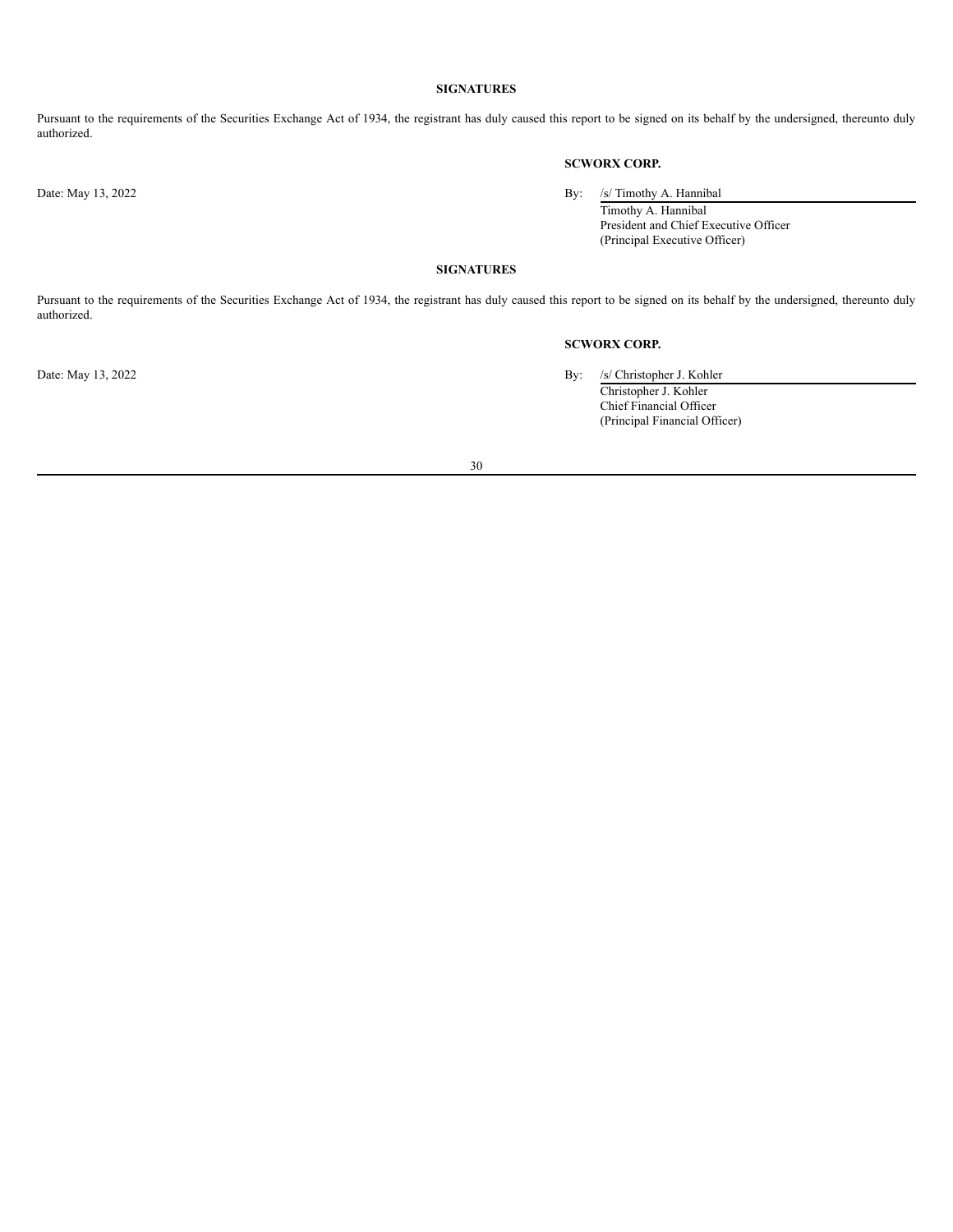## SIGNATURES

Pursuant to the requirements of the Securities Exchange Act of 1934, the registrant has duly caused this report to be signed on its behalf by the undersigned, thereunto duly authorized.

**SCWORX CORP.**

Date: May 13, 2022

By: /s/ Timothy A. Hannibal
Timothy A. Hannibal
President and Chief Executive Officer
(Principal Executive Officer)

## SIGNATURES

Pursuant to the requirements of the Securities Exchange Act of 1934, the registrant has duly caused this report to be signed on its behalf by the undersigned, thereunto duly authorized.

**SCWORX CORP.**

Date: May 13, 2022

By: /s/ Christopher J. Kohler
Christopher J. Kohler
Chief Financial Officer
(Principal Financial Officer)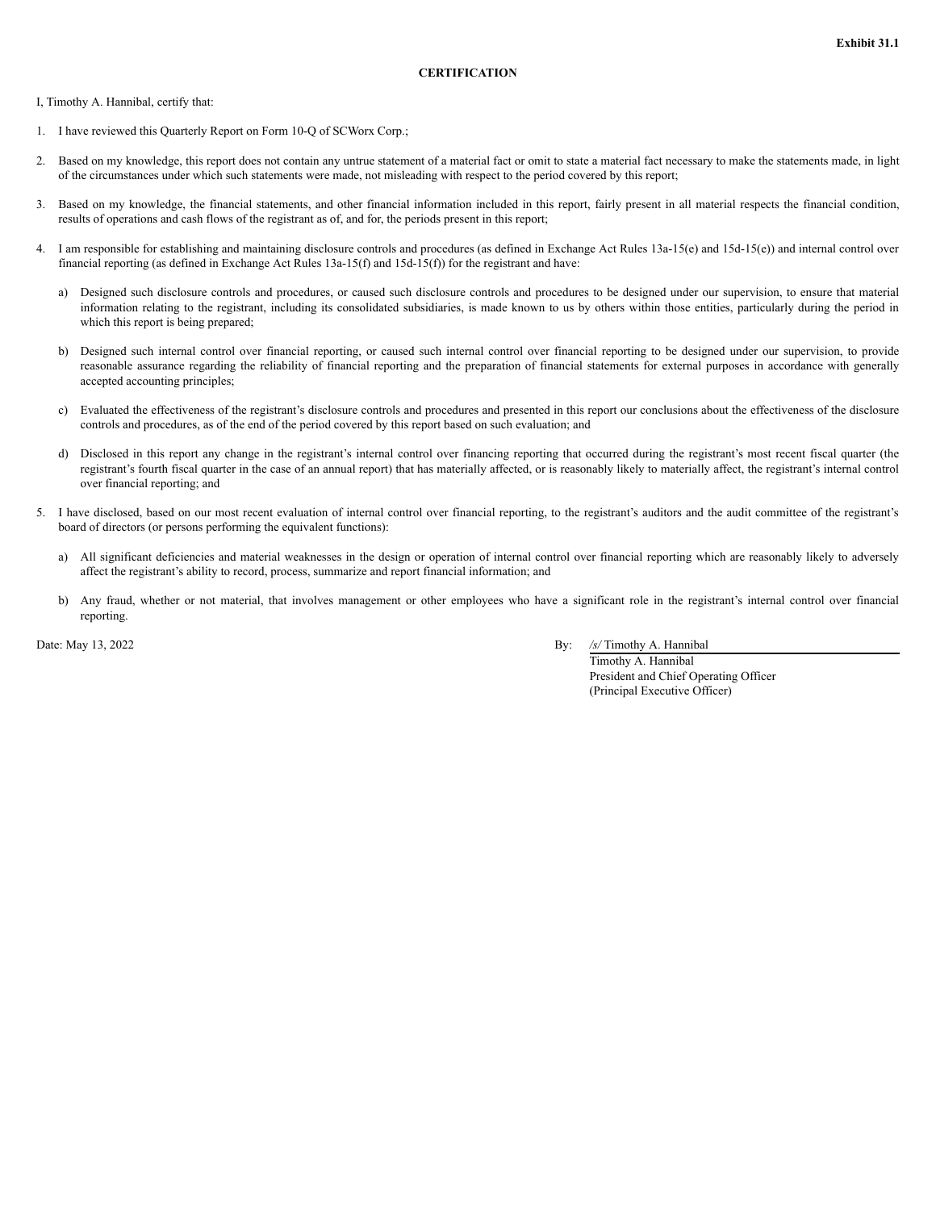**Exhibit 31.1**

**CERTIFICATION**

I, Timothy A. Hannibal, certify that:

1. I have reviewed this Quarterly Report on Form 10-Q of SCWorx Corp.;

2. Based on my knowledge, this report does not contain any untrue statement of a material fact or omit to state a material fact necessary to make the statements made, in light of the circumstances under which such statements were made, not misleading with respect to the period covered by this report;

3. Based on my knowledge, the financial statements, and other financial information included in this report, fairly present in all material respects the financial condition, results of operations and cash flows of the registrant as of, and for, the periods present in this report;

4. I am responsible for establishing and maintaining disclosure controls and procedures (as defined in Exchange Act Rules 13a-15(e) and 15d-15(e)) and internal control over financial reporting (as defined in Exchange Act Rules 13a-15(f) and 15d-15(f)) for the registrant and have:

   a) Designed such disclosure controls and procedures, or caused such disclosure controls and procedures to be designed under our supervision, to ensure that material information relating to the registrant, including its consolidated subsidiaries, is made known to us by others within those entities, particularly during the period in which this report is being prepared;

   b) Designed such internal control over financial reporting, or caused such internal control over financial reporting to be designed under our supervision, to provide reasonable assurance regarding the reliability of financial reporting and the preparation of financial statements for external purposes in accordance with generally accepted accounting principles;

   c) Evaluated the effectiveness of the registrant's disclosure controls and procedures and presented in this report our conclusions about the effectiveness of the disclosure controls and procedures, as of the end of the period covered by this report based on such evaluation; and

   d) Disclosed in this report any change in the registrant's internal control over financing reporting that occurred during the registrant's most recent fiscal quarter (the registrant's fourth fiscal quarter in the case of an annual report) that has materially affected, or is reasonably likely to materially affect, the registrant's internal control over financial reporting; and

5. I have disclosed, based on our most recent evaluation of internal control over financial reporting, to the registrant's auditors and the audit committee of the registrant's board of directors (or persons performing the equivalent functions):

   a) All significant deficiencies and material weaknesses in the design or operation of internal control over financial reporting which are reasonably likely to adversely affect the registrant's ability to record, process, summarize and report financial information; and

   b) Any fraud, whether or not material, that involves management or other employees who have a significant role in the registrant's internal control over financial reporting.

Date: May 13, 2022

By: */s/* Timothy A. Hannibal
Timothy A. Hannibal
President and Chief Operating Officer
(Principal Executive Officer)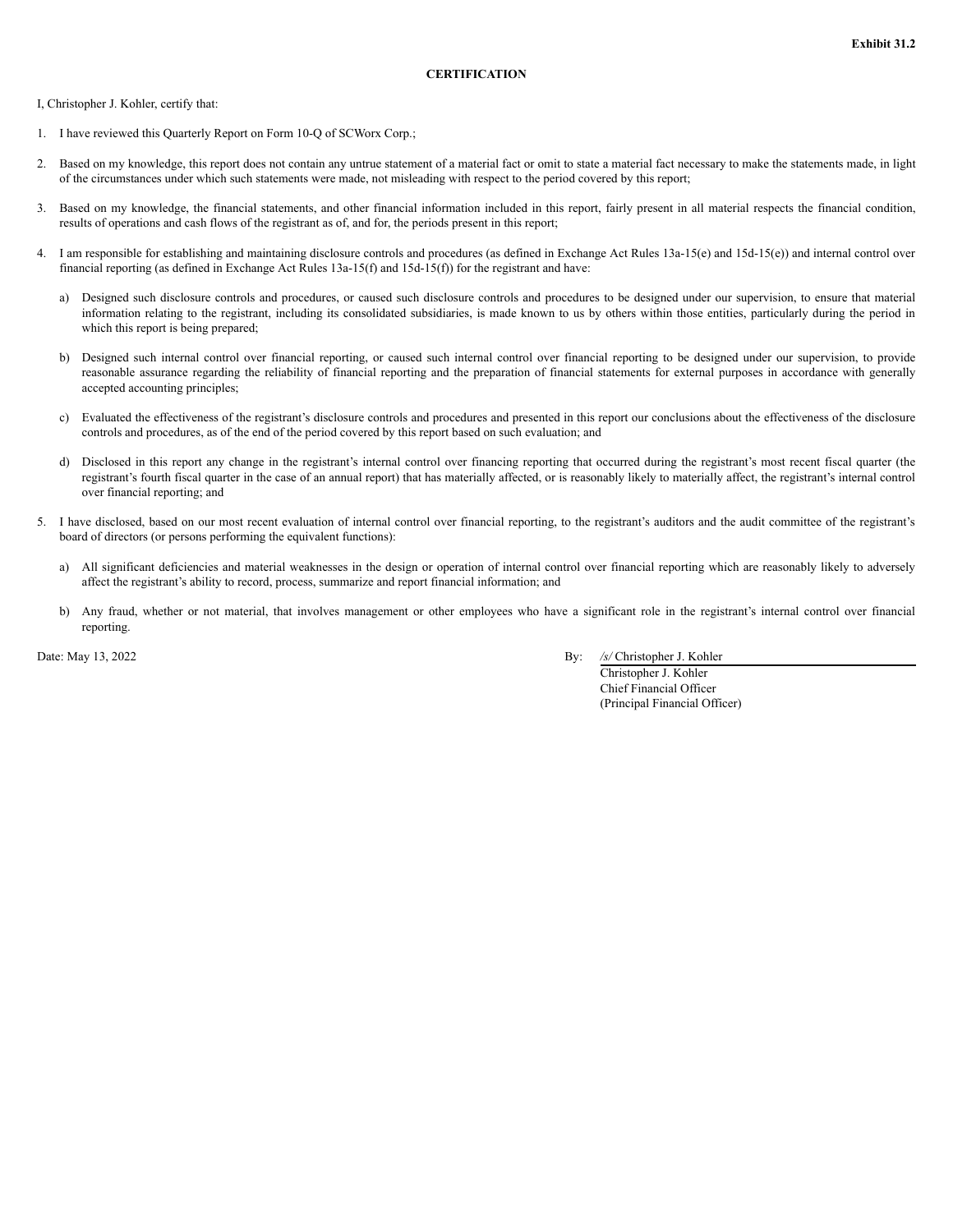**Exhibit 31.2**

**CERTIFICATION**

I, Christopher J. Kohler, certify that:

1. I have reviewed this Quarterly Report on Form 10-Q of SCWorx Corp.;

2. Based on my knowledge, this report does not contain any untrue statement of a material fact or omit to state a material fact necessary to make the statements made, in light of the circumstances under which such statements were made, not misleading with respect to the period covered by this report;

3. Based on my knowledge, the financial statements, and other financial information included in this report, fairly present in all material respects the financial condition, results of operations and cash flows of the registrant as of, and for, the periods present in this report;

4. I am responsible for establishing and maintaining disclosure controls and procedures (as defined in Exchange Act Rules 13a-15(e) and 15d-15(e)) and internal control over financial reporting (as defined in Exchange Act Rules 13a-15(f) and 15d-15(f)) for the registrant and have:

   a) Designed such disclosure controls and procedures, or caused such disclosure controls and procedures to be designed under our supervision, to ensure that material information relating to the registrant, including its consolidated subsidiaries, is made known to us by others within those entities, particularly during the period in which this report is being prepared;

   b) Designed such internal control over financial reporting, or caused such internal control over financial reporting to be designed under our supervision, to provide reasonable assurance regarding the reliability of financial reporting and the preparation of financial statements for external purposes in accordance with generally accepted accounting principles;

   c) Evaluated the effectiveness of the registrant's disclosure controls and procedures and presented in this report our conclusions about the effectiveness of the disclosure controls and procedures, as of the end of the period covered by this report based on such evaluation; and

   d) Disclosed in this report any change in the registrant's internal control over financing reporting that occurred during the registrant's most recent fiscal quarter (the registrant's fourth fiscal quarter in the case of an annual report) that has materially affected, or is reasonably likely to materially affect, the registrant's internal control over financial reporting; and

5. I have disclosed, based on our most recent evaluation of internal control over financial reporting, to the registrant's auditors and the audit committee of the registrant's board of directors (or persons performing the equivalent functions):

   a) All significant deficiencies and material weaknesses in the design or operation of internal control over financial reporting which are reasonably likely to adversely affect the registrant's ability to record, process, summarize and report financial information; and

   b) Any fraud, whether or not material, that involves management or other employees who have a significant role in the registrant's internal control over financial reporting.

Date: May 13, 2022

By: */s/* Christopher J. Kohler
Christopher J. Kohler
Chief Financial Officer
(Principal Financial Officer)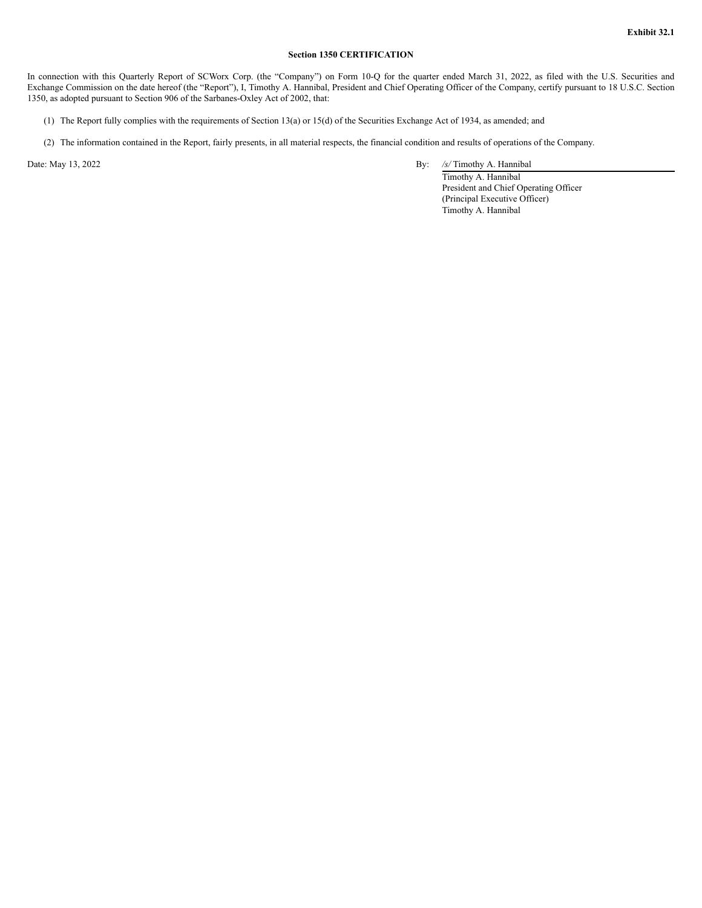**Exhibit 32.1**

**Section 1350 CERTIFICATION**

In connection with this Quarterly Report of SCWorx Corp. (the “Company”) on Form 10-Q for the quarter ended March 31, 2022, as filed with the U.S. Securities and Exchange Commission on the date hereof (the “Report”), I, Timothy A. Hannibal, President and Chief Operating Officer of the Company, certify pursuant to 18 U.S.C. Section 1350, as adopted pursuant to Section 906 of the Sarbanes-Oxley Act of 2002, that:

(1) The Report fully complies with the requirements of Section 13(a) or 15(d) of the Securities Exchange Act of 1934, as amended; and

(2) The information contained in the Report, fairly presents, in all material respects, the financial condition and results of operations of the Company.

Date: May 13, 2022

By: */s/* Timothy A. Hannibal
Timothy A. Hannibal
President and Chief Operating Officer
(Principal Executive Officer)
Timothy A. Hannibal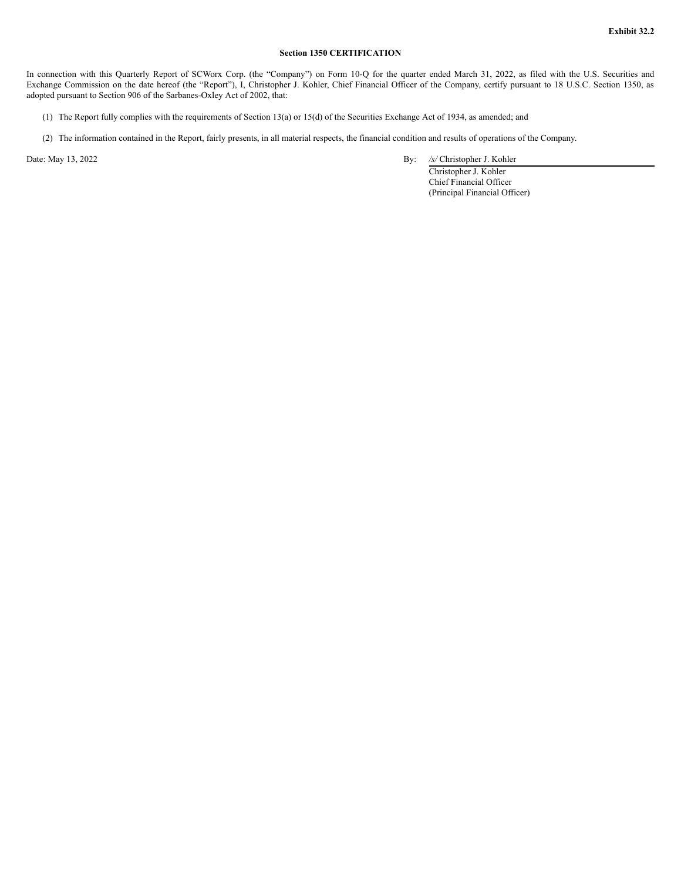**Exhibit 32.2**

**Section 1350 CERTIFICATION**

In connection with this Quarterly Report of SCWorx Corp. (the "Company") on Form 10-Q for the quarter ended March 31, 2022, as filed with the U.S. Securities and Exchange Commission on the date hereof (the "Report"), I, Christopher J. Kohler, Chief Financial Officer of the Company, certify pursuant to 18 U.S.C. Section 1350, as adopted pursuant to Section 906 of the Sarbanes-Oxley Act of 2002, that:

(1) The Report fully complies with the requirements of Section 13(a) or 15(d) of the Securities Exchange Act of 1934, as amended; and

(2) The information contained in the Report, fairly presents, in all material respects, the financial condition and results of operations of the Company.

Date: May 13, 2022

By: */s/* Christopher J. Kohler
Christopher J. Kohler
Chief Financial Officer
(Principal Financial Officer)